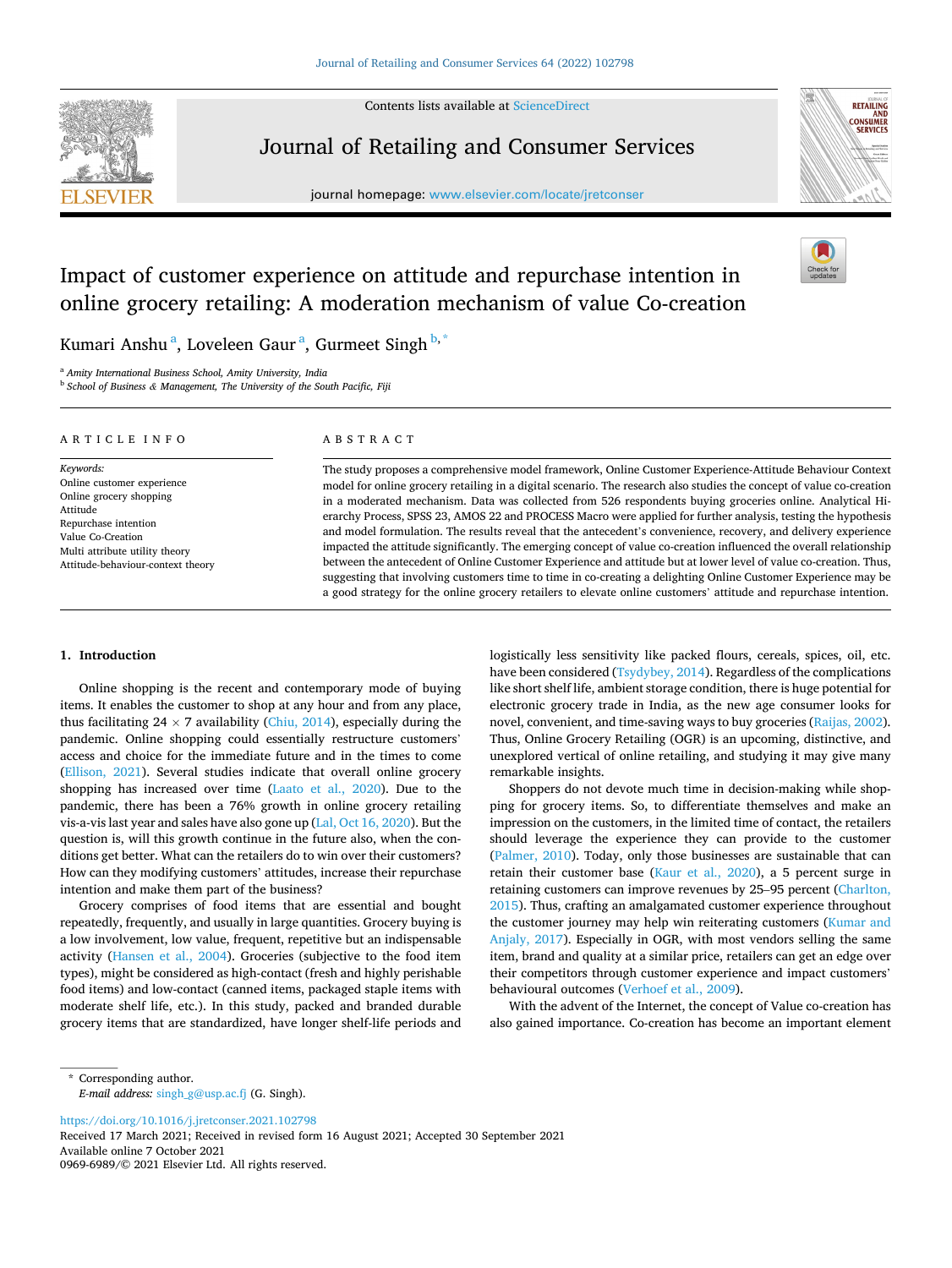Contents lists available at ScienceDirect

# Journal of Retailing and Consumer Services

journal homepage: www.elsevier.com/locate/jretconser

# Impact of customer experience on attitude and repurchase intention in online grocery retailing: A moderation mechanism of value Co-creation

Kumari Anshu [a], Loveleen Gaur [a], Gurmeet Singh [b,*]

[a] *Amity International Business School, Amity University, India*
[b] *School of Business & Management, The University of the South Pacific, Fiji*

## ARTICLE INFO

*Keywords:*
Online customer experience
Online grocery shopping
Attitude
Repurchase intention
Value Co-Creation
Multi attribute utility theory
Attitude-behaviour-context theory

## ABSTRACT

The study proposes a comprehensive model framework, Online Customer Experience-Attitude Behaviour Context model for online grocery retailing in a digital scenario. The research also studies the concept of value co-creation in a moderated mechanism. Data was collected from 526 respondents buying groceries online. Analytical Hierarchy Process, SPSS 23, AMOS 22 and PROCESS Macro were applied for further analysis, testing the hypothesis and model formulation. The results reveal that the antecedent's convenience, recovery, and delivery experience impacted the attitude significantly. The emerging concept of value co-creation influenced the overall relationship between the antecedent of Online Customer Experience and attitude but at lower level of value co-creation. Thus, suggesting that involving customers time to time in co-creating a delighting Online Customer Experience may be a good strategy for the online grocery retailers to elevate online customers' attitude and repurchase intention.

## 1. Introduction

Online shopping is the recent and contemporary mode of buying items. It enables the customer to shop at any hour and from any place, thus facilitating 24 × 7 availability (Chiu, 2014), especially during the pandemic. Online shopping could essentially restructure customers' access and choice for the immediate future and in the times to come (Ellison, 2021). Several studies indicate that overall online grocery shopping has increased over time (Laato et al., 2020). Due to the pandemic, there has been a 76% growth in online grocery retailing vis-a-vis last year and sales have also gone up (Lal, Oct 16, 2020). But the question is, will this growth continue in the future also, when the conditions get better. What can the retailers do to win over their customers? How can they modifying customers' attitudes, increase their repurchase intention and make them part of the business?

Grocery comprises of food items that are essential and bought repeatedly, frequently, and usually in large quantities. Grocery buying is a low involvement, low value, frequent, repetitive but an indispensable activity (Hansen et al., 2004). Groceries (subjective to the food item types), might be considered as high-contact (fresh and highly perishable food items) and low-contact (canned items, packaged staple items with moderate shelf life, etc.). In this study, packed and branded durable grocery items that are standardized, have longer shelf-life periods and logistically less sensitivity like packed flours, cereals, spices, oil, etc. have been considered (Tsydybey, 2014). Regardless of the complications like short shelf life, ambient storage condition, there is huge potential for electronic grocery trade in India, as the new age consumer looks for novel, convenient, and time-saving ways to buy groceries (Raijas, 2002). Thus, Online Grocery Retailing (OGR) is an upcoming, distinctive, and unexplored vertical of online retailing, and studying it may give many remarkable insights.

Shoppers do not devote much time in decision-making while shopping for grocery items. So, to differentiate themselves and make an impression on the customers, in the limited time of contact, the retailers should leverage the experience they can provide to the customer (Palmer, 2010). Today, only those businesses are sustainable that can retain their customer base (Kaur et al., 2020), a 5 percent surge in retaining customers can improve revenues by 25–95 percent (Charlton, 2015). Thus, crafting an amalgamated customer experience throughout the customer journey may help win reiterating customers (Kumar and Anjaly, 2017). Especially in OGR, with most vendors selling the same item, brand and quality at a similar price, retailers can get an edge over their competitors through customer experience and impact customers' behavioural outcomes (Verhoef et al., 2009).

With the advent of the Internet, the concept of Value co-creation has also gained importance. Co-creation has become an important element

---

* Corresponding author.
*E-mail address:* singh_g@usp.ac.fj (G. Singh).

https://doi.org/10.1016/j.jretconser.2021.102798
Received 17 March 2021; Received in revised form 16 August 2021; Accepted 30 September 2021
Available online 7 October 2021
0969-6989/© 2021 Elsevier Ltd. All rights reserved.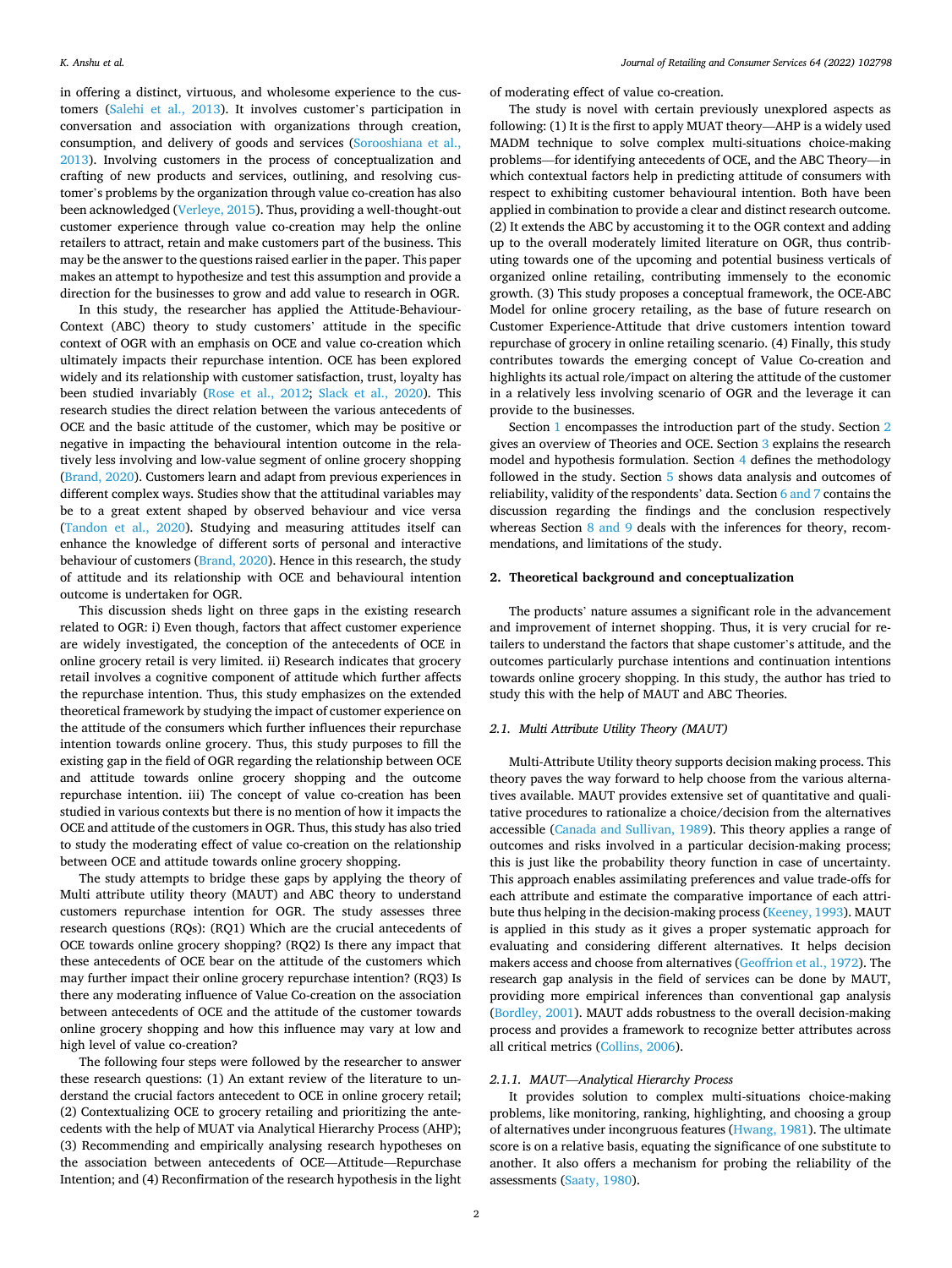in offering a distinct, virtuous, and wholesome experience to the customers (Salehi et al., 2013). It involves customer's participation in conversation and association with organizations through creation, consumption, and delivery of goods and services (Sorooshiana et al., 2013). Involving customers in the process of conceptualization and crafting of new products and services, outlining, and resolving customer's problems by the organization through value co-creation has also been acknowledged (Verleye, 2015). Thus, providing a well-thought-out customer experience through value co-creation may help the online retailers to attract, retain and make customers part of the business. This may be the answer to the questions raised earlier in the paper. This paper makes an attempt to hypothesize and test this assumption and provide a direction for the businesses to grow and add value to research in OGR.

In this study, the researcher has applied the Attitude-Behaviour-Context (ABC) theory to study customers' attitude in the specific context of OGR with an emphasis on OCE and value co-creation which ultimately impacts their repurchase intention. OCE has been explored widely and its relationship with customer satisfaction, trust, loyalty has been studied invariably (Rose et al., 2012; Slack et al., 2020). This research studies the direct relation between the various antecedents of OCE and the basic attitude of the customer, which may be positive or negative in impacting the behavioural intention outcome in the relatively less involving and low-value segment of online grocery shopping (Brand, 2020). Customers learn and adapt from previous experiences in different complex ways. Studies show that the attitudinal variables may be to a great extent shaped by observed behaviour and vice versa (Tandon et al., 2020). Studying and measuring attitudes itself can enhance the knowledge of different sorts of personal and interactive behaviour of customers (Brand, 2020). Hence in this research, the study of attitude and its relationship with OCE and behavioural intention outcome is undertaken for OGR.

This discussion sheds light on three gaps in the existing research related to OGR: i) Even though, factors that affect customer experience are widely investigated, the conception of the antecedents of OCE in online grocery retail is very limited. ii) Research indicates that grocery retail involves a cognitive component of attitude which further affects the repurchase intention. Thus, this study emphasizes on the extended theoretical framework by studying the impact of customer experience on the attitude of the consumers which further influences their repurchase intention towards online grocery. Thus, this study purposes to fill the existing gap in the field of OGR regarding the relationship between OCE and attitude towards online grocery shopping and the outcome repurchase intention. iii) The concept of value co-creation has been studied in various contexts but there is no mention of how it impacts the OCE and attitude of the customers in OGR. Thus, this study has also tried to study the moderating effect of value co-creation on the relationship between OCE and attitude towards online grocery shopping.

The study attempts to bridge these gaps by applying the theory of Multi attribute utility theory (MAUT) and ABC theory to understand customers repurchase intention for OGR. The study assesses three research questions (RQs): (RQ1) Which are the crucial antecedents of OCE towards online grocery shopping? (RQ2) Is there any impact that these antecedents of OCE bear on the attitude of the customers which may further impact their online grocery repurchase intention? (RQ3) Is there any moderating influence of Value Co-creation on the association between antecedents of OCE and the attitude of the customer towards online grocery shopping and how this influence may vary at low and high level of value co-creation?

The following four steps were followed by the researcher to answer these research questions: (1) An extant review of the literature to understand the crucial factors antecedent to OCE in online grocery retail; (2) Contextualizing OCE to grocery retailing and prioritizing the antecedents with the help of MUAT via Analytical Hierarchy Process (AHP); (3) Recommending and empirically analysing research hypotheses on the association between antecedents of OCE—Attitude—Repurchase Intention; and (4) Reconfirmation of the research hypothesis in the light of moderating effect of value co-creation.

The study is novel with certain previously unexplored aspects as following: (1) It is the first to apply MUAT theory—AHP is a widely used MADM technique to solve complex multi-situations choice-making problems—for identifying antecedents of OCE, and the ABC Theory—in which contextual factors help in predicting attitude of consumers with respect to exhibiting customer behavioural intention. Both have been applied in combination to provide a clear and distinct research outcome. (2) It extends the ABC by accustoming it to the OGR context and adding up to the overall moderately limited literature on OGR, thus contributing towards one of the upcoming and potential business verticals of organized online retailing, contributing immensely to the economic growth. (3) This study proposes a conceptual framework, the OCE-ABC Model for online grocery retailing, as the base of future research on Customer Experience-Attitude that drive customers intention toward repurchase of grocery in online retailing scenario. (4) Finally, this study contributes towards the emerging concept of Value Co-creation and highlights its actual role/impact on altering the attitude of the customer in a relatively less involving scenario of OGR and the leverage it can provide to the businesses.

Section 1 encompasses the introduction part of the study. Section 2 gives an overview of Theories and OCE. Section 3 explains the research model and hypothesis formulation. Section 4 defines the methodology followed in the study. Section 5 shows data analysis and outcomes of reliability, validity of the respondents' data. Section 6 and 7 contains the discussion regarding the findings and the conclusion respectively whereas Section 8 and 9 deals with the inferences for theory, recommendations, and limitations of the study.

## 2. Theoretical background and conceptualization

The products' nature assumes a significant role in the advancement and improvement of internet shopping. Thus, it is very crucial for retailers to understand the factors that shape customer's attitude, and the outcomes particularly purchase intentions and continuation intentions towards online grocery shopping. In this study, the author has tried to study this with the help of MAUT and ABC Theories.

### 2.1. Multi Attribute Utility Theory (MAUT)

Multi-Attribute Utility theory supports decision making process. This theory paves the way forward to help choose from the various alternatives available. MAUT provides extensive set of quantitative and qualitative procedures to rationalize a choice/decision from the alternatives accessible (Canada and Sullivan, 1989). This theory applies a range of outcomes and risks involved in a particular decision-making process; this is just like the probability theory function in case of uncertainty. This approach enables assimilating preferences and value trade-offs for each attribute and estimate the comparative importance of each attribute thus helping in the decision-making process (Keeney, 1993). MAUT is applied in this study as it gives a proper systematic approach for evaluating and considering different alternatives. It helps decision makers access and choose from alternatives (Geoffrion et al., 1972). The research gap analysis in the field of services can be done by MAUT, providing more empirical inferences than conventional gap analysis (Bordley, 2001). MAUT adds robustness to the overall decision-making process and provides a framework to recognize better attributes across all critical metrics (Collins, 2006).

#### 2.1.1. MAUT—Analytical Hierarchy Process

It provides solution to complex multi-situations choice-making problems, like monitoring, ranking, highlighting, and choosing a group of alternatives under incongruous features (Hwang, 1981). The ultimate score is on a relative basis, equating the significance of one substitute to another. It also offers a mechanism for probing the reliability of the assessments (Saaty, 1980).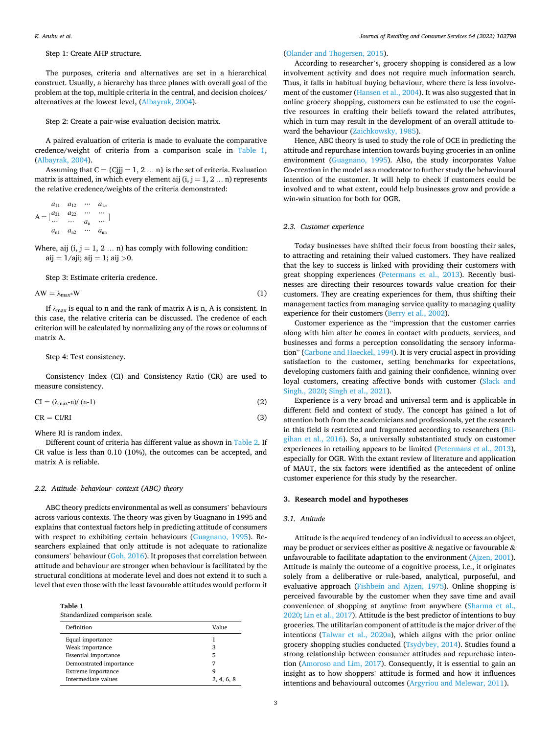Step 1: Create AHP structure.

The purposes, criteria and alternatives are set in a hierarchical construct. Usually, a hierarchy has three planes with overall goal of the problem at the top, multiple criteria in the central, and decision choices/ alternatives at the lowest level, (Albayrak, 2004).

Step 2: Create a pair-wise evaluation decision matrix.

A paired evaluation of criteria is made to evaluate the comparative credence/weight of criteria from a comparison scale in Table 1, (Albayrak, 2004).

Assuming that C = {Cjjj = 1, 2 … n} is the set of criteria. Evaluation matrix is attained, in which every element aij (i, j = 1, 2 … n) represents the relative credence/weights of the criteria demonstrated:

$$A = \begin{bmatrix} a_{11} & a_{12} & \cdots & a_{1n} \\ a_{21} & a_{22} & \cdots & \cdots \\ \cdots & \cdots & a_{ii} & \cdots \\ a_{n1} & a_{n2} & \cdots & a_{nn} \end{bmatrix}$$

Where, aij (i, j = 1, 2 … n) has comply with following condition:
aij = 1/aji; aij = 1; aij >0.

Step 3: Estimate criteria credence.

$$AW = \lambda_{max} * W \tag{1}$$

If $\lambda_{max}$ is equal to n and the rank of matrix A is n, A is consistent. In this case, the relative criteria can be discussed. The credence of each criterion will be calculated by normalizing any of the rows or columns of matrix A.

Step 4: Test consistency.

Consistency Index (CI) and Consistency Ratio (CR) are used to measure consistency.

$$CI = (\lambda_{max} - n) / (n - 1) \tag{2}$$

$$CR = CI/RI \tag{3}$$

Where RI is random index.

Different count of criteria has different value as shown in Table 2. If CR value is less than 0.10 (10%), the outcomes can be accepted, and matrix A is reliable.

### 2.2. Attitude- behaviour- context (ABC) theory

ABC theory predicts environmental as well as consumers' behaviours across various contexts. The theory was given by Guagnano in 1995 and explains that contextual factors help in predicting attitude of consumers with respect to exhibiting certain behaviours (Guagnano, 1995). Researchers explained that only attitude is not adequate to rationalize consumers' behaviour (Goh, 2016). It proposes that correlation between attitude and behaviour are stronger when behaviour is facilitated by the structural conditions at moderate level and does not extend it to such a level that even those with the least favourable attitudes would perform it (Olander and Thogersen, 2015).

**Table 1**
Standardized comparison scale.

| Definition | Value |
|---|---|
| Equal importance | 1 |
| Weak importance | 3 |
| Essential importance | 5 |
| Demonstrated importance | 7 |
| Extreme importance | 9 |
| Intermediate values | 2, 4, 6, 8 |

According to researcher's, grocery shopping is considered as a low involvement activity and does not require much information search. Thus, it falls in habitual buying behaviour, where there is less involvement of the customer (Hansen et al., 2004). It was also suggested that in online grocery shopping, customers can be estimated to use the cognitive resources in crafting their beliefs toward the related attributes, which in turn may result in the development of an overall attitude toward the behaviour (Zaichkowsky, 1985).

Hence, ABC theory is used to study the role of OCE in predicting the attitude and repurchase intention towards buying groceries in an online environment (Guagnano, 1995). Also, the study incorporates Value Co-creation in the model as a moderator to further study the behavioural intention of the customer. It will help to check if customers could be involved and to what extent, could help businesses grow and provide a win-win situation for both for OGR.

### 2.3. Customer experience

Today businesses have shifted their focus from boosting their sales, to attracting and retaining their valued customers. They have realized that the key to success is linked with providing their customers with great shopping experiences (Petermans et al., 2013). Recently businesses are directing their resources towards value creation for their customers. They are creating experiences for them, thus shifting their management tactics from managing service quality to managing quality experience for their customers (Berry et al., 2002).

Customer experience as the "impression that the customer carries along with him after he comes in contact with products, services, and businesses and forms a perception consolidating the sensory information" (Carbone and Haeckel, 1994). It is very crucial aspect in providing satisfaction to the customer, setting benchmarks for expectations, developing customers faith and gaining their confidence, winning over loyal customers, creating affective bonds with customer (Slack and Singh., 2020; Singh et al., 2021).

Experience is a very broad and universal term and is applicable in different field and context of study. The concept has gained a lot of attention both from the academicians and professionals, yet the research in this field is restricted and fragmented according to researchers (Bilgihan et al., 2016). So, a universally substantiated study on customer experiences in retailing appears to be limited (Petermans et al., 2013), especially for OGR. With the extant review of literature and application of MAUT, the six factors were identified as the antecedent of online customer experience for this study by the researcher.

## 3. Research model and hypotheses

### 3.1. Attitude

Attitude is the acquired tendency of an individual to access an object, may be product or services either as positive & negative or favourable & unfavourable to facilitate adaptation to the environment (Ajzen, 2001). Attitude is mainly the outcome of a cognitive process, i.e., it originates solely from a deliberative or rule-based, analytical, purposeful, and evaluative approach (Fishbein and Ajzen, 1975). Online shopping is perceived favourable by the customer when they save time and avail convenience of shopping at anytime from anywhere (Sharma et al., 2020; Lin et al., 2017). Attitude is the best predictor of intentions to buy groceries. The utilitarian component of attitude is the major driver of the intentions (Talwar et al., 2020a), which aligns with the prior online grocery shopping studies conducted (Tsydybey, 2014). Studies found a strong relationship between consumer attitudes and repurchase intention (Amoroso and Lim, 2017). Consequently, it is essential to gain an insight as to how shoppers' attitude is formed and how it influences intentions and behavioural outcomes (Argyriou and Melewar, 2011).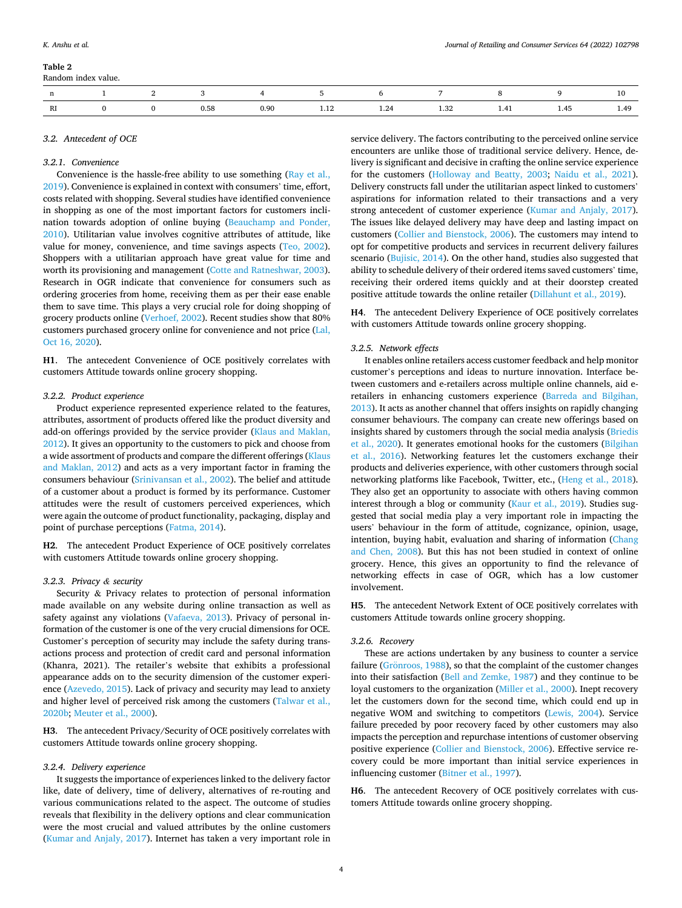**Table 2**
Random index value.

| n | 1 | 2 | 3 | 4 | 5 | 6 | 7 | 8 | 9 | 10 |
|---|---|---|---|---|---|---|---|---|---|---|
| RI | 0 | 0 | 0.58 | 0.90 | 1.12 | 1.24 | 1.32 | 1.41 | 1.45 | 1.49 |

### 3.2. Antecedent of OCE

#### 3.2.1. Convenience

Convenience is the hassle-free ability to use something (Ray et al., 2019). Convenience is explained in context with consumers' time, effort, costs related with shopping. Several studies have identified convenience in shopping as one of the most important factors for customers inclination towards adoption of online buying (Beauchamp and Ponder, 2010). Utilitarian value involves cognitive attributes of attitude, like value for money, convenience, and time savings aspects (Teo, 2002). Shoppers with a utilitarian approach have great value for time and worth its provisioning and management (Cotte and Ratneshwar, 2003). Research in OGR indicate that convenience for consumers such as ordering groceries from home, receiving them as per their ease enable them to save time. This plays a very crucial role for doing shopping of grocery products online (Verhoef, 2002). Recent studies show that 80% customers purchased grocery online for convenience and not price (Lal, Oct 16, 2020).

**H1**. The antecedent Convenience of OCE positively correlates with customers Attitude towards online grocery shopping.

#### 3.2.2. Product experience

Product experience represented experience related to the features, attributes, assortment of products offered like the product diversity and add-on offerings provided by the service provider (Klaus and Maklan, 2012). It gives an opportunity to the customers to pick and choose from a wide assortment of products and compare the different offerings (Klaus and Maklan, 2012) and acts as a very important factor in framing the consumers behaviour (Srinivansan et al., 2002). The belief and attitude of a customer about a product is formed by its performance. Customer attitudes were the result of customers perceived experiences, which were again the outcome of product functionality, packaging, display and point of purchase perceptions (Fatma, 2014).

**H2**. The antecedent Product Experience of OCE positively correlates with customers Attitude towards online grocery shopping.

#### 3.2.3. Privacy & security

Security & Privacy relates to protection of personal information made available on any website during online transaction as well as safety against any violations (Vafaeva, 2013). Privacy of personal information of the customer is one of the very crucial dimensions for OCE. Customer's perception of security may include the safety during transactions process and protection of credit card and personal information (Khanra, 2021). The retailer's website that exhibits a professional appearance adds on to the security dimension of the customer experience (Azevedo, 2015). Lack of privacy and security may lead to anxiety and higher level of perceived risk among the customers (Talwar et al., 2020b; Meuter et al., 2000).

**H3**. The antecedent Privacy/Security of OCE positively correlates with customers Attitude towards online grocery shopping.

#### 3.2.4. Delivery experience

It suggests the importance of experiences linked to the delivery factor like, date of delivery, time of delivery, alternatives of re-routing and various communications related to the aspect. The outcome of studies reveals that flexibility in the delivery options and clear communication were the most crucial and valued attributes by the online customers (Kumar and Anjaly, 2017). Internet has taken a very important role in service delivery. The factors contributing to the perceived online service encounters are unlike those of traditional service delivery. Hence, delivery is significant and decisive in crafting the online service experience for the customers (Holloway and Beatty, 2003; Naidu et al., 2021). Delivery constructs fall under the utilitarian aspect linked to customers' aspirations for information related to their transactions and a very strong antecedent of customer experience (Kumar and Anjaly, 2017). The issues like delayed delivery may have deep and lasting impact on customers (Collier and Bienstock, 2006). The customers may intend to opt for competitive products and services in recurrent delivery failures scenario (Bujisic, 2014). On the other hand, studies also suggested that ability to schedule delivery of their ordered items saved customers' time, receiving their ordered items quickly and at their doorstep created positive attitude towards the online retailer (Dillahunt et al., 2019).

**H4**. The antecedent Delivery Experience of OCE positively correlates with customers Attitude towards online grocery shopping.

#### 3.2.5. Network effects

It enables online retailers access customer feedback and help monitor customer's perceptions and ideas to nurture innovation. Interface between customers and e-retailers across multiple online channels, aid e-retailers in enhancing customers experience (Barreda and Bilgihan, 2013). It acts as another channel that offers insights on rapidly changing consumer behaviours. The company can create new offerings based on insights shared by customers through the social media analysis (Briedis et al., 2020). It generates emotional hooks for the customers (Bilgihan et al., 2016). Networking features let the customers exchange their products and deliveries experience, with other customers through social networking platforms like Facebook, Twitter, etc., (Heng et al., 2018). They also get an opportunity to associate with others having common interest through a blog or community (Kaur et al., 2019). Studies suggested that social media play a very important role in impacting the users' behaviour in the form of attitude, cognizance, opinion, usage, intention, buying habit, evaluation and sharing of information (Chang and Chen, 2008). But this has not been studied in context of online grocery. Hence, this gives an opportunity to find the relevance of networking effects in case of OGR, which has a low customer involvement.

**H5**. The antecedent Network Extent of OCE positively correlates with customers Attitude towards online grocery shopping.

#### 3.2.6. Recovery

These are actions undertaken by any business to counter a service failure (Grönroos, 1988), so that the complaint of the customer changes into their satisfaction (Bell and Zemke, 1987) and they continue to be loyal customers to the organization (Miller et al., 2000). Inept recovery let the customers down for the second time, which could end up in negative WOM and switching to competitors (Lewis, 2004). Service failure preceded by poor recovery faced by other customers may also impacts the perception and repurchase intentions of customer observing positive experience (Collier and Bienstock, 2006). Effective service recovery could be more important than initial service experiences in influencing customer (Bitner et al., 1997).

**H6**. The antecedent Recovery of OCE positively correlates with customers Attitude towards online grocery shopping.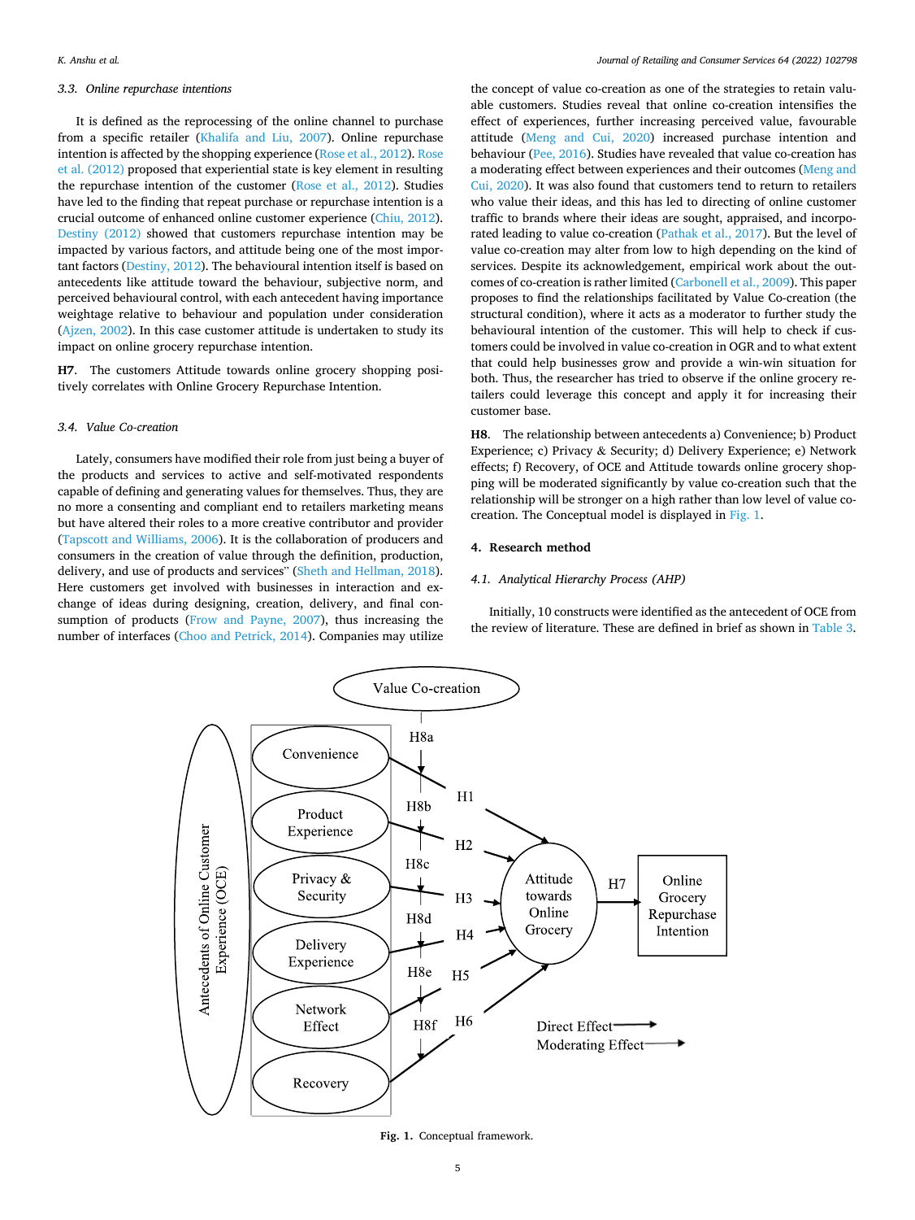### 3.3. Online repurchase intentions

It is defined as the reprocessing of the online channel to purchase from a specific retailer (Khalifa and Liu, 2007). Online repurchase intention is affected by the shopping experience (Rose et al., 2012). Rose et al. (2012) proposed that experiential state is key element in resulting the repurchase intention of the customer (Rose et al., 2012). Studies have led to the finding that repeat purchase or repurchase intention is a crucial outcome of enhanced online customer experience (Chiu, 2012). Destiny (2012) showed that customers repurchase intention may be impacted by various factors, and attitude being one of the most important factors (Destiny, 2012). The behavioural intention itself is based on antecedents like attitude toward the behaviour, subjective norm, and perceived behavioural control, with each antecedent having importance weightage relative to behaviour and population under consideration (Ajzen, 2002). In this case customer attitude is undertaken to study its impact on online grocery repurchase intention.

**H7.** The customers Attitude towards online grocery shopping positively correlates with Online Grocery Repurchase Intention.

### 3.4. Value Co-creation

Lately, consumers have modified their role from just being a buyer of the products and services to active and self-motivated respondents capable of defining and generating values for themselves. Thus, they are no more a consenting and compliant end to retailers marketing means but have altered their roles to a more creative contributor and provider (Tapscott and Williams, 2006). It is the collaboration of producers and consumers in the creation of value through the definition, production, delivery, and use of products and services" (Sheth and Hellman, 2018). Here customers get involved with businesses in interaction and exchange of ideas during designing, creation, delivery, and final consumption of products (Frow and Payne, 2007), thus increasing the number of interfaces (Choo and Petrick, 2014). Companies may utilize the concept of value co-creation as one of the strategies to retain valuable customers. Studies reveal that online co-creation intensifies the effect of experiences, further increasing perceived value, favourable attitude (Meng and Cui, 2020) increased purchase intention and behaviour (Pee, 2016). Studies have revealed that value co-creation has a moderating effect between experiences and their outcomes (Meng and Cui, 2020). It was also found that customers tend to return to retailers who value their ideas, and this has led to directing of online customer traffic to brands where their ideas are sought, appraised, and incorporated leading to value co-creation (Pathak et al., 2017). But the level of value co-creation may alter from low to high depending on the kind of services. Despite its acknowledgement, empirical work about the outcomes of co-creation is rather limited (Carbonell et al., 2009). This paper proposes to find the relationships facilitated by Value Co-creation (the structural condition), where it acts as a moderator to further study the behavioural intention of the customer. This will help to check if customers could be involved in value co-creation in OGR and to what extent that could help businesses grow and provide a win-win situation for both. Thus, the researcher has tried to observe if the online grocery retailers could leverage this concept and apply it for increasing their customer base.

**H8.** The relationship between antecedents a) Convenience; b) Product Experience; c) Privacy & Security; d) Delivery Experience; e) Network effects; f) Recovery, of OCE and Attitude towards online grocery shopping will be moderated significantly by value co-creation such that the relationship will be stronger on a high rather than low level of value co-creation. The Conceptual model is displayed in Fig. 1.

## 4. Research method

### 4.1. Analytical Hierarchy Process (AHP)

Initially, 10 constructs were identified as the antecedent of OCE from the review of literature. These are defined in brief as shown in Table 3.

**Fig. 1.** Conceptual framework.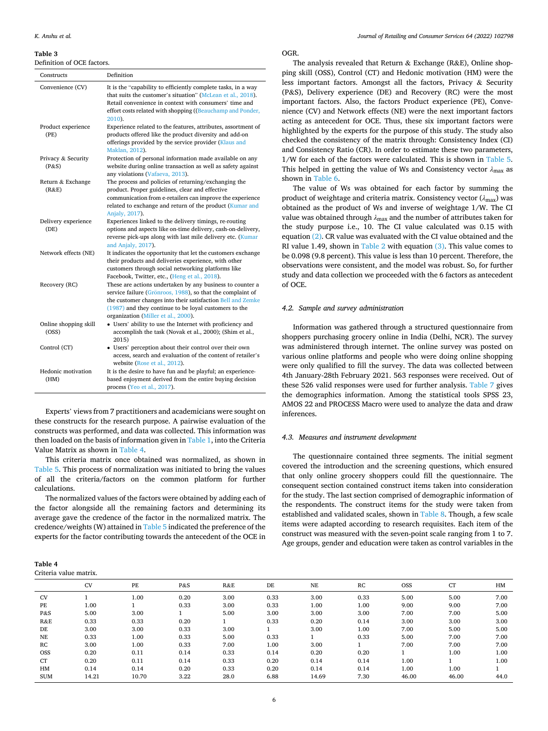**Table 3**
Definition of OCE factors.

| Constructs | Definition |
|---|---|
| Convenience (CV) | It is the "capability to efficiently complete tasks, in a way that suits the customer's situation" (McLean et al., 2018). Retail convenience in context with consumers' time and effort costs related with shopping ((Beauchamp and Ponder, 2010). |
| Product experience (PE) | Experience related to the features, attributes, assortment of products offered like the product diversity and add-on offerings provided by the service provider (Klaus and Maklan, 2012). |
| Privacy & Security (P&S) | Protection of personal information made available on any website during online transaction as well as safety against any violations (Vafaeva, 2013). |
| Return & Exchange (R&E) | The process and policies of returning/exchanging the product. Proper guidelines, clear and effective communication from e-retailers can improve the experience related to exchange and return of the product (Kumar and Anjaly, 2017). |
| Delivery experience (DE) | Experiences linked to the delivery timings, re-routing options and aspects like on-time delivery, cash-on-delivery, reverse pick-ups along with last mile delivery etc. (Kumar and Anjaly, 2017). |
| Network effects (NE) | It indicates the opportunity that let the customers exchange their products and deliveries experience, with other customers through social networking platforms like Facebook, Twitter, etc., (Heng et al., 2018). |
| Recovery (RC) | These are actions undertaken by any business to counter a service failure (Grönroos, 1988), so that the complaint of the customer changes into their satisfaction Bell and Zemke (1987) and they continue to be loyal customers to the organization (Miller et al., 2000). |
| Online shopping skill (OSS) | • Users' ability to use the Internet with proficiency and accomplish the task (Novak et al., 2000); (Shim et al., 2015) |
| Control (CT) | • Users' perception about their control over their own access, search and evaluation of the content of retailer's website (Rose et al., 2012). |
| Hedonic motivation (HM) | It is the desire to have fun and be playful; an experience-based enjoyment derived from the entire buying decision process (Yeo et al., 2017). |

Experts' views from 7 practitioners and academicians were sought on these constructs for the research purpose. A pairwise evaluation of the constructs was performed, and data was collected. This information was then loaded on the basis of information given in Table 1, into the Criteria Value Matrix as shown in Table 4.

This criteria matrix once obtained was normalized, as shown in Table 5. This process of normalization was initiated to bring the values of all the criteria/factors on the common platform for further calculations.

The normalized values of the factors were obtained by adding each of the factor alongside all the remaining factors and determining its average gave the credence of the factor in the normalized matrix. The credence/weights (W) attained in Table 5 indicated the preference of the experts for the factor contributing towards the antecedent of the OCE in OGR.

The analysis revealed that Return & Exchange (R&E), Online shopping skill (OSS), Control (CT) and Hedonic motivation (HM) were the less important factors. Amongst all the factors, Privacy & Security (P&S), Delivery experience (DE) and Recovery (RC) were the most important factors. Also, the factors Product experience (PE), Convenience (CV) and Network effects (NE) were the next important factors acting as antecedent for OCE. Thus, these six important factors were highlighted by the experts for the purpose of this study. The study also checked the consistency of the matrix through: Consistency Index (CI) and Consistency Ratio (CR). In order to estimate these two parameters, 1/W for each of the factors were calculated. This is shown in Table 5. This helped in getting the value of Ws and Consistency vector $\lambda_{max}$ as shown in Table 6.

The value of Ws was obtained for each factor by summing the product of weightage and criteria matrix. Consistency vector ($\lambda_{max}$) was obtained as the product of Ws and inverse of weightage 1/W. The CI value was obtained through $\lambda_{max}$ and the number of attributes taken for the study purpose i.e., 10. The CI value calculated was 0.15 with equation (2). CR value was evaluated with the CI value obtained and the RI value 1.49, shown in Table 2 with equation (3). This value comes to be 0.098 (9.8 percent). This value is less than 10 percent. Therefore, the observations were consistent, and the model was robust. So, for further study and data collection we proceeded with the 6 factors as antecedent of OCE.

### 4.2. Sample and survey administration

Information was gathered through a structured questionnaire from shoppers purchasing grocery online in India (Delhi, NCR). The survey was administered through internet. The online survey was posted on various online platforms and people who were doing online shopping were only qualified to fill the survey. The data was collected between 4th January-28th February 2021. 563 responses were received. Out of these 526 valid responses were used for further analysis. Table 7 gives the demographics information. Among the statistical tools SPSS 23, AMOS 22 and PROCESS Macro were used to analyze the data and draw inferences.

### 4.3. Measures and instrument development

The questionnaire contained three segments. The initial segment covered the introduction and the screening questions, which ensured that only online grocery shoppers could fill the questionnaire. The consequent section contained construct items taken into consideration for the study. The last section comprised of demographic information of the respondents. The construct items for the study were taken from established and validated scales, shown in Table 8. Though, a few scale items were adapted according to research requisites. Each item of the construct was measured with the seven-point scale ranging from 1 to 7. Age groups, gender and education were taken as control variables in the

**Table 4**
Criteria value matrix.

| | CV | PE | P&S | R&E | DE | NE | RC | OSS | CT | HM |
|---|---|---|---|---|---|---|---|---|---|---|
| CV | 1 | 1.00 | 0.20 | 3.00 | 0.33 | 3.00 | 0.33 | 5.00 | 5.00 | 7.00 |
| PE | 1.00 | 1 | 0.33 | 3.00 | 0.33 | 1.00 | 1.00 | 9.00 | 9.00 | 7.00 |
| P&S | 5.00 | 3.00 | 1 | 5.00 | 3.00 | 3.00 | 3.00 | 7.00 | 7.00 | 5.00 |
| R&E | 0.33 | 0.33 | 0.20 | 1 | 0.33 | 0.20 | 0.14 | 3.00 | 3.00 | 3.00 |
| DE | 3.00 | 3.00 | 0.33 | 3.00 | 1 | 3.00 | 1.00 | 7.00 | 5.00 | 5.00 |
| NE | 0.33 | 1.00 | 0.33 | 5.00 | 0.33 | 1 | 0.33 | 5.00 | 7.00 | 7.00 |
| RC | 3.00 | 1.00 | 0.33 | 7.00 | 1.00 | 3.00 | 1 | 7.00 | 7.00 | 7.00 |
| OSS | 0.20 | 0.11 | 0.14 | 0.33 | 0.14 | 0.20 | 0.20 | 1 | 1.00 | 1.00 |
| CT | 0.20 | 0.11 | 0.14 | 0.33 | 0.20 | 0.14 | 0.14 | 1.00 | 1 | 1.00 |
| HM | 0.14 | 0.14 | 0.20 | 0.33 | 0.20 | 0.14 | 0.14 | 1.00 | 1.00 | 1 |
| SUM | 14.21 | 10.70 | 3.22 | 28.0 | 6.88 | 14.69 | 7.30 | 46.00 | 46.00 | 44.0 |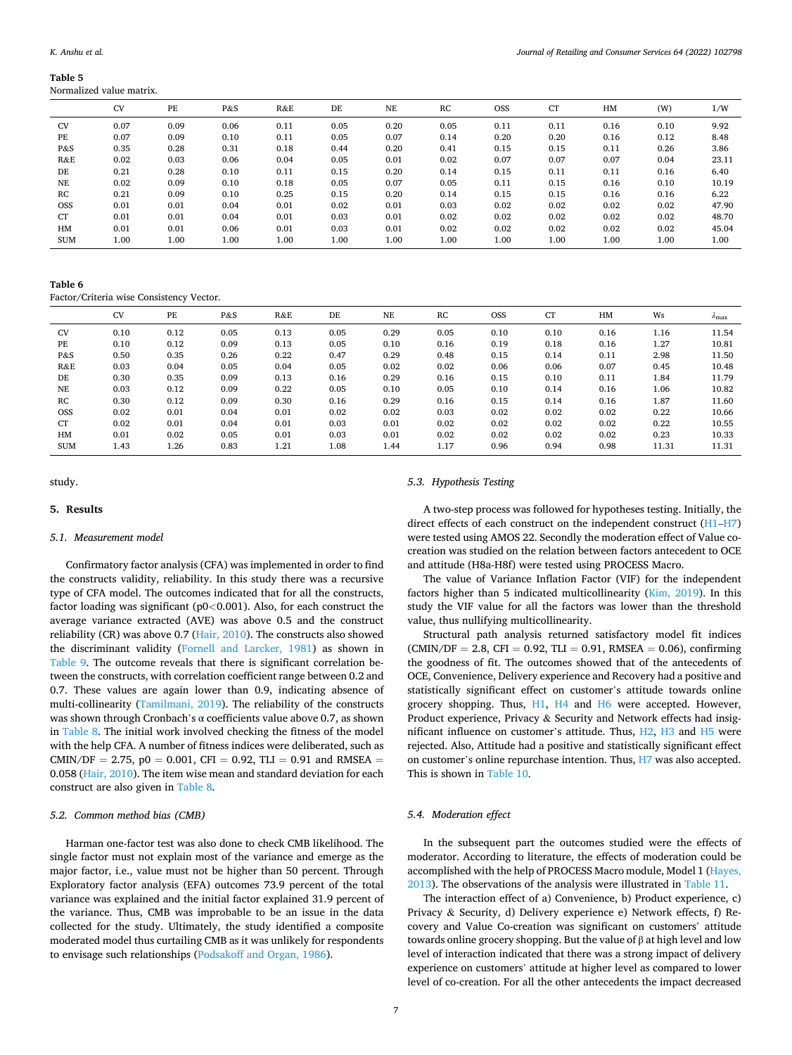**Table 5**
Normalized value matrix.

| | CV | PE | P&S | R&E | DE | NE | RC | OSS | CT | HM | (W) | 1/W |
|---|---|---|---|---|---|---|---|---|---|---|---|---|
| CV | 0.07 | 0.09 | 0.06 | 0.11 | 0.05 | 0.20 | 0.05 | 0.11 | 0.11 | 0.16 | 0.10 | 9.92 |
| PE | 0.07 | 0.09 | 0.10 | 0.11 | 0.05 | 0.07 | 0.14 | 0.20 | 0.20 | 0.16 | 0.12 | 8.48 |
| P&S | 0.35 | 0.28 | 0.31 | 0.18 | 0.44 | 0.20 | 0.41 | 0.15 | 0.15 | 0.11 | 0.26 | 3.86 |
| R&E | 0.02 | 0.03 | 0.06 | 0.04 | 0.05 | 0.01 | 0.02 | 0.07 | 0.07 | 0.07 | 0.04 | 23.11 |
| DE | 0.21 | 0.28 | 0.10 | 0.11 | 0.15 | 0.20 | 0.14 | 0.15 | 0.11 | 0.11 | 0.16 | 6.40 |
| NE | 0.02 | 0.09 | 0.10 | 0.18 | 0.05 | 0.07 | 0.05 | 0.11 | 0.15 | 0.16 | 0.10 | 10.19 |
| RC | 0.21 | 0.09 | 0.10 | 0.25 | 0.15 | 0.20 | 0.14 | 0.15 | 0.15 | 0.16 | 0.16 | 6.22 |
| OSS | 0.01 | 0.01 | 0.04 | 0.01 | 0.02 | 0.01 | 0.03 | 0.02 | 0.02 | 0.02 | 0.02 | 47.90 |
| CT | 0.01 | 0.01 | 0.04 | 0.01 | 0.03 | 0.01 | 0.02 | 0.02 | 0.02 | 0.02 | 0.02 | 48.70 |
| HM | 0.01 | 0.01 | 0.06 | 0.01 | 0.03 | 0.01 | 0.02 | 0.02 | 0.02 | 0.02 | 0.02 | 45.04 |
| SUM | 1.00 | 1.00 | 1.00 | 1.00 | 1.00 | 1.00 | 1.00 | 1.00 | 1.00 | 1.00 | 1.00 | 1.00 |

**Table 6**
Factor/Criteria wise Consistency Vector.

| | CV | PE | P&S | R&E | DE | NE | RC | OSS | CT | HM | Ws | $\lambda_{\max}$ |
|---|---|---|---|---|---|---|---|---|---|---|---|---|
| CV | 0.10 | 0.12 | 0.05 | 0.13 | 0.05 | 0.29 | 0.05 | 0.10 | 0.10 | 0.16 | 1.16 | 11.54 |
| PE | 0.10 | 0.12 | 0.09 | 0.13 | 0.05 | 0.10 | 0.16 | 0.19 | 0.18 | 0.16 | 1.27 | 10.81 |
| P&S | 0.50 | 0.35 | 0.26 | 0.22 | 0.47 | 0.29 | 0.48 | 0.15 | 0.14 | 0.11 | 2.98 | 11.50 |
| R&E | 0.03 | 0.04 | 0.05 | 0.04 | 0.05 | 0.02 | 0.02 | 0.06 | 0.06 | 0.07 | 0.45 | 10.48 |
| DE | 0.30 | 0.35 | 0.09 | 0.13 | 0.16 | 0.29 | 0.16 | 0.15 | 0.10 | 0.11 | 1.84 | 11.79 |
| NE | 0.03 | 0.12 | 0.09 | 0.22 | 0.05 | 0.10 | 0.05 | 0.10 | 0.14 | 0.16 | 1.06 | 10.82 |
| RC | 0.30 | 0.12 | 0.09 | 0.30 | 0.16 | 0.29 | 0.16 | 0.15 | 0.14 | 0.16 | 1.87 | 11.60 |
| OSS | 0.02 | 0.01 | 0.04 | 0.01 | 0.02 | 0.02 | 0.03 | 0.02 | 0.02 | 0.02 | 0.22 | 10.66 |
| CT | 0.02 | 0.01 | 0.04 | 0.01 | 0.03 | 0.01 | 0.02 | 0.02 | 0.02 | 0.02 | 0.22 | 10.55 |
| HM | 0.01 | 0.02 | 0.05 | 0.01 | 0.03 | 0.01 | 0.02 | 0.02 | 0.02 | 0.02 | 0.23 | 10.33 |
| SUM | 1.43 | 1.26 | 0.83 | 1.21 | 1.08 | 1.44 | 1.17 | 0.96 | 0.94 | 0.98 | 11.31 | 11.31 |

study.

## 5. Results

### 5.1. Measurement model

Confirmatory factor analysis (CFA) was implemented in order to find the constructs validity, reliability. In this study there was a recursive type of CFA model. The outcomes indicated that for all the constructs, factor loading was significant ($p0<0.001$). Also, for each construct the average variance extracted (AVE) was above 0.5 and the construct reliability (CR) was above 0.7 (Hair, 2010). The constructs also showed the discriminant validity (Fornell and Larcker, 1981) as shown in Table 9. The outcome reveals that there is significant correlation between the constructs, with correlation coefficient range between 0.2 and 0.7. These values are again lower than 0.9, indicating absence of multi-collinearity (Tamilmani, 2019). The reliability of the constructs was shown through Cronbach's α coefficients value above 0.7, as shown in Table 8. The initial work involved checking the fitness of the model with the help CFA. A number of fitness indices were deliberated, such as CMIN/DF = 2.75, p0 = 0.001, CFI = 0.92, TLI = 0.91 and RMSEA = 0.058 (Hair, 2010). The item wise mean and standard deviation for each construct are also given in Table 8.

### 5.2. Common method bias (CMB)

Harman one-factor test was also done to check CMB likelihood. The single factor must not explain most of the variance and emerge as the major factor, i.e., value must not be higher than 50 percent. Through Exploratory factor analysis (EFA) outcomes 73.9 percent of the total variance was explained and the initial factor explained 31.9 percent of the variance. Thus, CMB was improbable to be an issue in the data collected for the study. Ultimately, the study identified a composite moderated model thus curtailing CMB as it was unlikely for respondents to envisage such relationships (Podsakoff and Organ, 1986).

### 5.3. Hypothesis Testing

A two-step process was followed for hypotheses testing. Initially, the direct effects of each construct on the independent construct (H1–H7) were tested using AMOS 22. Secondly the moderation effect of Value co-creation was studied on the relation between factors antecedent to OCE and attitude (H8a-H8f) were tested using PROCESS Macro.

The value of Variance Inflation Factor (VIF) for the independent factors higher than 5 indicated multicollinearity (Kim, 2019). In this study the VIF value for all the factors was lower than the threshold value, thus nullifying multicollinearity.

Structural path analysis returned satisfactory model fit indices (CMIN/DF = 2.8, CFI = 0.92, TLI = 0.91, RMSEA = 0.06), confirming the goodness of fit. The outcomes showed that of the antecedents of OCE, Convenience, Delivery experience and Recovery had a positive and statistically significant effect on customer's attitude towards online grocery shopping. Thus, H1, H4 and H6 were accepted. However, Product experience, Privacy & Security and Network effects had insignificant influence on customer's attitude. Thus, H2, H3 and H5 were rejected. Also, Attitude had a positive and statistically significant effect on customer's online repurchase intention. Thus, H7 was also accepted. This is shown in Table 10.

### 5.4. Moderation effect

In the subsequent part the outcomes studied were the effects of moderator. According to literature, the effects of moderation could be accomplished with the help of PROCESS Macro module, Model 1 (Hayes, 2013). The observations of the analysis were illustrated in Table 11.

The interaction effect of a) Convenience, b) Product experience, c) Privacy & Security, d) Delivery experience e) Network effects, f) Recovery and Value Co-creation was significant on customers' attitude towards online grocery shopping. But the value of β at high level and low level of interaction indicated that there was a strong impact of delivery experience on customers' attitude at higher level as compared to lower level of co-creation. For all the other antecedents the impact decreased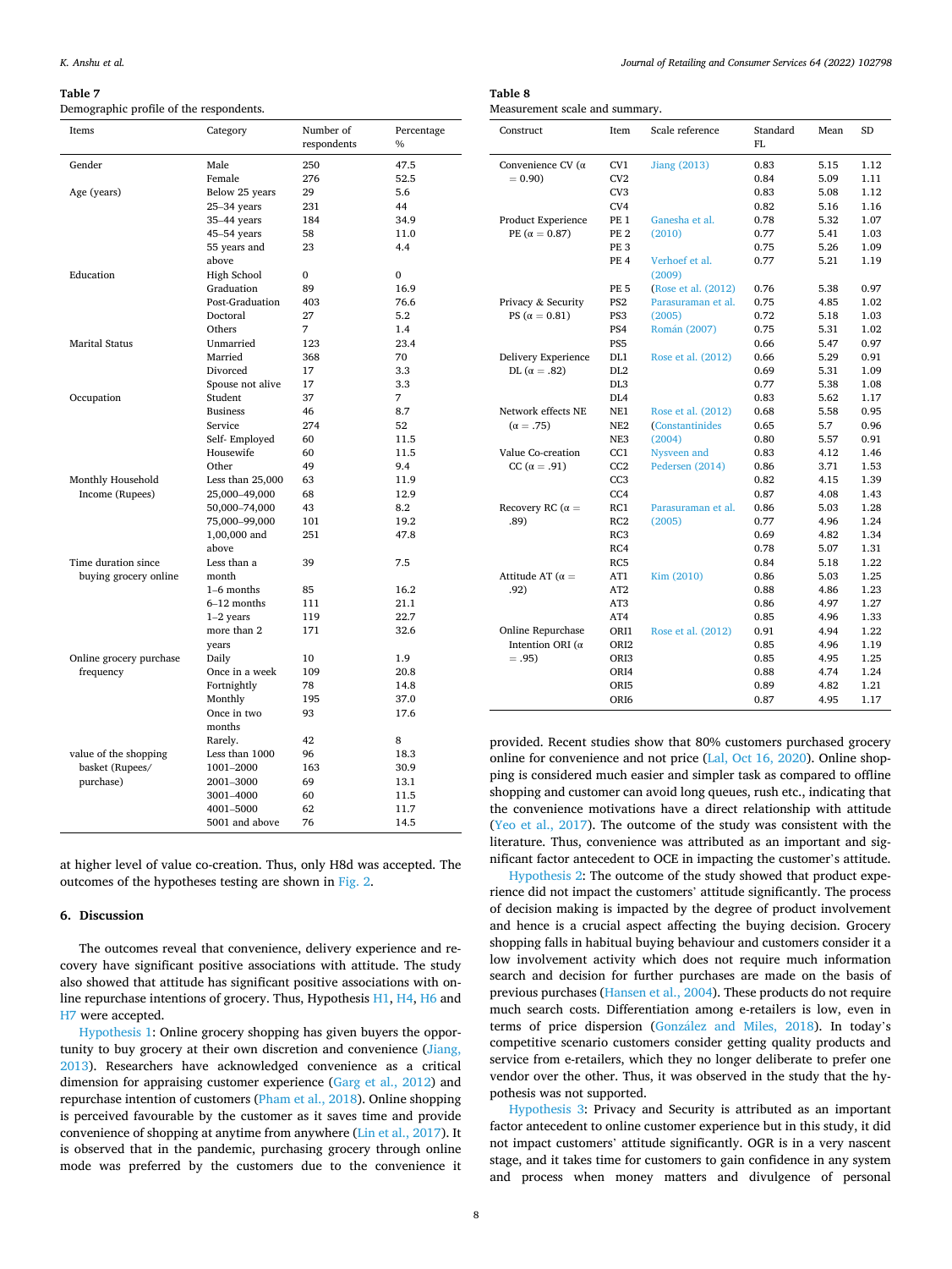**Table 7**
Demographic profile of the respondents.

| Items | Category | Number of respondents | Percentage % |
|---|---|---|---|
| Gender | Male | 250 | 47.5 |
| | Female | 276 | 52.5 |
| Age (years) | Below 25 years | 29 | 5.6 |
| | 25–34 years | 231 | 44 |
| | 35–44 years | 184 | 34.9 |
| | 45–54 years | 58 | 11.0 |
| | 55 years and above | 23 | 4.4 |
| Education | High School | 0 | 0 |
| | Graduation | 89 | 16.9 |
| | Post-Graduation | 403 | 76.6 |
| | Doctoral | 27 | 5.2 |
| | Others | 7 | 1.4 |
| Marital Status | Unmarried | 123 | 23.4 |
| | Married | 368 | 70 |
| | Divorced | 17 | 3.3 |
| | Spouse not alive | 17 | 3.3 |
| Occupation | Student | 37 | 7 |
| | Business | 46 | 8.7 |
| | Service | 274 | 52 |
| | Self- Employed | 60 | 11.5 |
| | Housewife | 60 | 11.5 |
| | Other | 49 | 9.4 |
| Monthly Household Income (Rupees) | Less than 25,000 | 63 | 11.9 |
| | 25,000–49,000 | 68 | 12.9 |
| | 50,000–74,000 | 43 | 8.2 |
| | 75,000–99,000 | 101 | 19.2 |
| | 1,00,000 and above | 251 | 47.8 |
| Time duration since buying grocery online | Less than a month | 39 | 7.5 |
| | 1–6 months | 85 | 16.2 |
| | 6–12 months | 111 | 21.1 |
| | 1–2 years | 119 | 22.7 |
| | more than 2 years | 171 | 32.6 |
| Online grocery purchase frequency | Daily | 10 | 1.9 |
| | Once in a week | 109 | 20.8 |
| | Fortnightly | 78 | 14.8 |
| | Monthly | 195 | 37.0 |
| | Once in two months | 93 | 17.6 |
| | Rarely. | 42 | 8 |
| value of the shopping basket (Rupees/ purchase) | Less than 1000 | 96 | 18.3 |
| | 1001–2000 | 163 | 30.9 |
| | 2001–3000 | 69 | 13.1 |
| | 3001–4000 | 60 | 11.5 |
| | 4001–5000 | 62 | 11.7 |
| | 5001 and above | 76 | 14.5 |

at higher level of value co-creation. Thus, only H8d was accepted. The outcomes of the hypotheses testing are shown in Fig. 2.

## 6. Discussion

The outcomes reveal that convenience, delivery experience and recovery have significant positive associations with attitude. The study also showed that attitude has significant positive associations with online repurchase intentions of grocery. Thus, Hypothesis H1, H4, H6 and H7 were accepted.

Hypothesis 1: Online grocery shopping has given buyers the opportunity to buy grocery at their own discretion and convenience (Jiang, 2013). Researchers have acknowledged convenience as a critical dimension for appraising customer experience (Garg et al., 2012) and repurchase intention of customers (Pham et al., 2018). Online shopping is perceived favourable by the customer as it saves time and provide convenience of shopping at anytime from anywhere (Lin et al., 2017). It is observed that in the pandemic, purchasing grocery through online mode was preferred by the customers due to the convenience it provided. Recent studies show that 80% customers purchased grocery online for convenience and not price (Lal, Oct 16, 2020). Online shopping is considered much easier and simpler task as compared to offline shopping and customer can avoid long queues, rush etc., indicating that the convenience motivations have a direct relationship with attitude (Yeo et al., 2017). The outcome of the study was consistent with the literature. Thus, convenience was attributed as an important and significant factor antecedent to OCE in impacting the customer's attitude.

Hypothesis 2: The outcome of the study showed that product experience did not impact the customers' attitude significantly. The process of decision making is impacted by the degree of product involvement and hence is a crucial aspect affecting the buying decision. Grocery shopping falls in habitual buying behaviour and customers consider it a low involvement activity which does not require much information search and decision for further purchases are made on the basis of previous purchases (Hansen et al., 2004). These products do not require much search costs. Differentiation among e-retailers is low, even in terms of price dispersion (González and Miles, 2018). In today's competitive scenario customers consider getting quality products and service from e-retailers, which they no longer deliberate to prefer one vendor over the other. Thus, it was observed in the study that the hypothesis was not supported.

Hypothesis 3: Privacy and Security is attributed as an important factor antecedent to online customer experience but in this study, it did not impact customers' attitude significantly. OGR is in a very nascent stage, and it takes time for customers to gain confidence in any system and process when money matters and divulgence of personal

**Table 8**
Measurement scale and summary.

| Construct | Item | Scale reference | Standard FL | Mean | SD |
|---|---|---|---|---|---|
| Convenience CV (α = 0.90) | CV1 | Jiang (2013) | 0.83 | 5.15 | 1.12 |
| | CV2 | | 0.84 | 5.09 | 1.11 |
| | CV3 | | 0.83 | 5.08 | 1.12 |
| | CV4 | | 0.82 | 5.16 | 1.16 |
| Product Experience PE (α = 0.87) | PE 1 | Ganesha et al. (2010) | 0.78 | 5.32 | 1.07 |
| | PE 2 | | 0.77 | 5.41 | 1.03 |
| | PE 3 | | 0.75 | 5.26 | 1.09 |
| | PE 4 | Verhoef et al. (2009) | 0.77 | 5.21 | 1.19 |
| | PE 5 | (Rose et al. (2012) | 0.76 | 5.38 | 0.97 |
| Privacy & Security PS (α = 0.81) | PS2 | Parasuraman et al. (2005) | 0.75 | 4.85 | 1.02 |
| | PS3 | | 0.72 | 5.18 | 1.03 |
| | PS4 | Román (2007) | 0.75 | 5.31 | 1.02 |
| | PS5 | | 0.66 | 5.47 | 0.97 |
| Delivery Experience DL (α = .82) | DL1 | Rose et al. (2012) | 0.66 | 5.29 | 0.91 |
| | DL2 | | 0.69 | 5.31 | 1.09 |
| | DL3 | | 0.77 | 5.38 | 1.08 |
| | DL4 | | 0.83 | 5.62 | 1.17 |
| Network effects NE (α = .75) | NE1 | Rose et al. (2012) | 0.68 | 5.58 | 0.95 |
| | NE2 | (Constantinides (2004) | 0.65 | 5.7 | 0.96 |
| | NE3 | | 0.80 | 5.57 | 0.91 |
| Value Co-creation CC (α = .91) | CC1 | Nysveen and Pedersen (2014) | 0.83 | 4.12 | 1.46 |
| | CC2 | | 0.86 | 3.71 | 1.53 |
| | CC3 | | 0.82 | 4.15 | 1.39 |
| | CC4 | | 0.87 | 4.08 | 1.43 |
| Recovery RC (α = .89) | RC1 | Parasuraman et al. (2005) | 0.86 | 5.03 | 1.28 |
| | RC2 | | 0.77 | 4.96 | 1.24 |
| | RC3 | | 0.69 | 4.82 | 1.34 |
| | RC4 | | 0.78 | 5.07 | 1.31 |
| | RC5 | | 0.84 | 5.18 | 1.22 |
| Attitude AT (α = .92) | AT1 | Kim (2010) | 0.86 | 5.03 | 1.25 |
| | AT2 | | 0.88 | 4.86 | 1.23 |
| | AT3 | | 0.86 | 4.97 | 1.27 |
| | AT4 | | 0.85 | 4.96 | 1.33 |
| Online Repurchase Intention ORI (α = .95) | ORI1 | Rose et al. (2012) | 0.91 | 4.94 | 1.22 |
| | ORI2 | | 0.85 | 4.96 | 1.19 |
| | ORI3 | | 0.85 | 4.95 | 1.25 |
| | ORI4 | | 0.88 | 4.74 | 1.24 |
| | ORI5 | | 0.89 | 4.82 | 1.21 |
| | ORI6 | | 0.87 | 4.95 | 1.17 |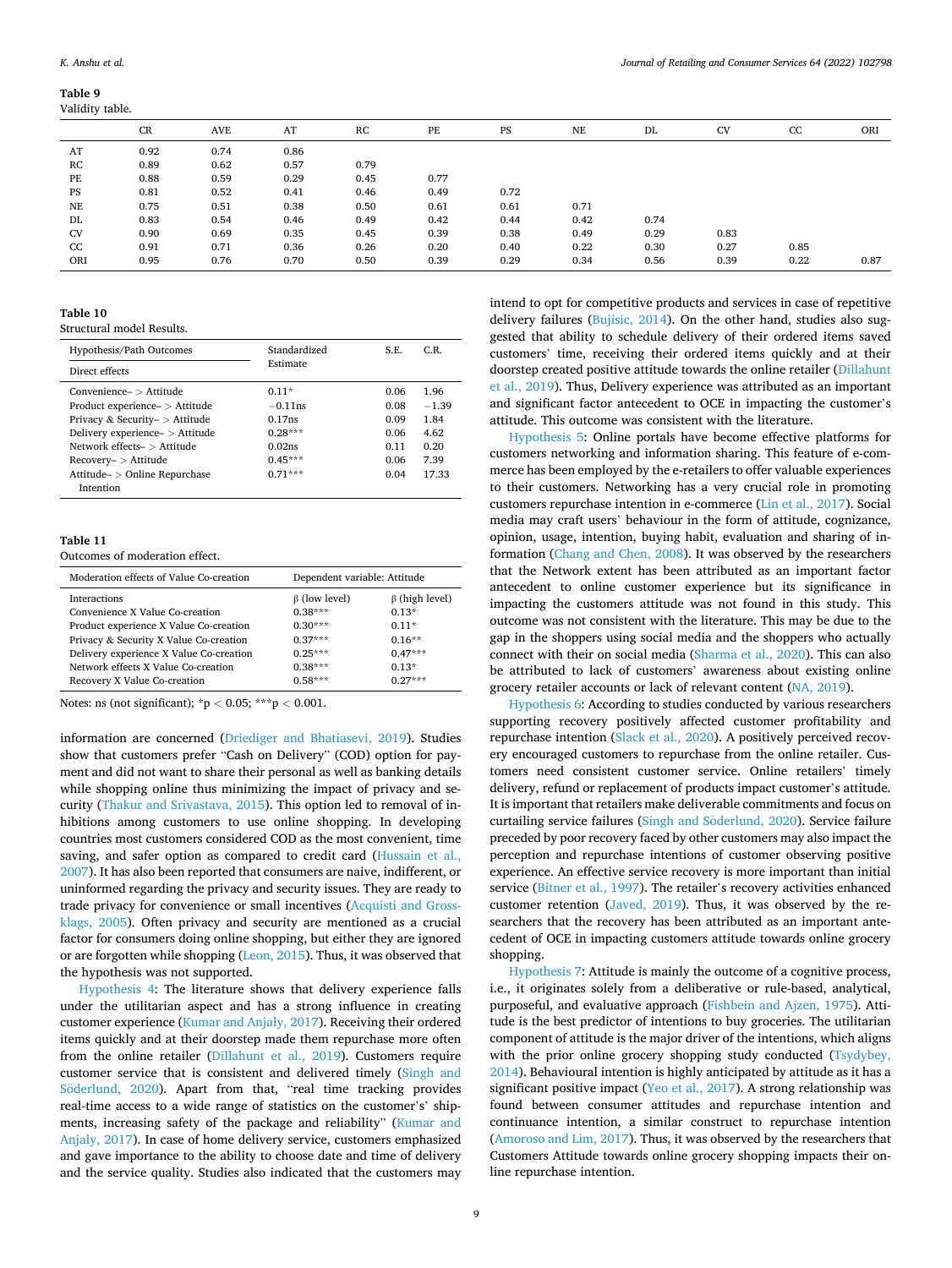**Table 9**
Validity table.

|  | CR | AVE | AT | RC | PE | PS | NE | DL | CV | CC | ORI |
|---|---|---|---|---|---|---|---|---|---|---|---|
| AT | 0.92 | 0.74 | 0.86 |  |  |  |  |  |  |  |  |
| RC | 0.89 | 0.62 | 0.57 | 0.79 |  |  |  |  |  |  |  |
| PE | 0.88 | 0.59 | 0.29 | 0.45 | 0.77 |  |  |  |  |  |  |
| PS | 0.81 | 0.52 | 0.41 | 0.46 | 0.49 | 0.72 |  |  |  |  |  |
| NE | 0.75 | 0.51 | 0.38 | 0.50 | 0.61 | 0.61 | 0.71 |  |  |  |  |
| DL | 0.83 | 0.54 | 0.46 | 0.49 | 0.42 | 0.44 | 0.42 | 0.74 |  |  |  |
| CV | 0.90 | 0.69 | 0.35 | 0.45 | 0.39 | 0.38 | 0.49 | 0.29 | 0.83 |  |  |
| CC | 0.91 | 0.71 | 0.36 | 0.26 | 0.20 | 0.40 | 0.22 | 0.30 | 0.27 | 0.85 |  |
| ORI | 0.95 | 0.76 | 0.70 | 0.50 | 0.39 | 0.29 | 0.34 | 0.56 | 0.39 | 0.22 | 0.87 |

**Table 10**
Structural model Results.

| Hypothesis/Path Outcomes | Standardized Estimate | S.E. | C.R. |
|---|---|---|---|
| Direct effects |  |  |  |
| Convenience– > Attitude | 0.11* | 0.06 | 1.96 |
| Product experience– > Attitude | −0.11ns | 0.08 | −1.39 |
| Privacy & Security– > Attitude | 0.17ns | 0.09 | 1.84 |
| Delivery experience– > Attitude | 0.28*** | 0.06 | 4.62 |
| Network effects– > Attitude | 0.02ns | 0.11 | 0.20 |
| Recovery– > Attitude | 0.45*** | 0.06 | 7.39 |
| Attitude– > Online Repurchase Intention | 0.71*** | 0.04 | 17.33 |

**Table 11**
Outcomes of moderation effect.

| Moderation effects of Value Co-creation | Dependent variable: Attitude | |
|---|---|---|
| Interactions | β (low level) | β (high level) |
| Convenience X Value Co-creation | 0.38*** | 0.13* |
| Product experience X Value Co-creation | 0.30*** | 0.11* |
| Privacy & Security X Value Co-creation | 0.37*** | 0.16** |
| Delivery experience X Value Co-creation | 0.25*** | 0.47*** |
| Network effects X Value Co-creation | 0.38*** | 0.13* |
| Recovery X Value Co-creation | 0.58*** | 0.27*** |

Notes: ns (not significant); *$p < 0.05$; ***$p < 0.001$.

information are concerned (Driediger and Bhatiasevi, 2019). Studies show that customers prefer "Cash on Delivery" (COD) option for payment and did not want to share their personal as well as banking details while shopping online thus minimizing the impact of privacy and security (Thakur and Srivastava, 2015). This option led to removal of inhibitions among customers to use online shopping. In developing countries most customers considered COD as the most convenient, time saving, and safer option as compared to credit card (Hussain et al., 2007). It has also been reported that consumers are naive, indifferent, or uninformed regarding the privacy and security issues. They are ready to trade privacy for convenience or small incentives (Acquisti and Grossklags, 2005). Often privacy and security are mentioned as a crucial factor for consumers doing online shopping, but either they are ignored or are forgotten while shopping (Leon, 2015). Thus, it was observed that the hypothesis was not supported.

Hypothesis 4: The literature shows that delivery experience falls under the utilitarian aspect and has a strong influence in creating customer experience (Kumar and Anjaly, 2017). Receiving their ordered items quickly and at their doorstep made them repurchase more often from the online retailer (Dillahunt et al., 2019). Customers require customer service that is consistent and delivered timely (Singh and Söderlund, 2020). Apart from that, "real time tracking provides real-time access to a wide range of statistics on the customer's' shipments, increasing safety of the package and reliability" (Kumar and Anjaly, 2017). In case of home delivery service, customers emphasized and gave importance to the ability to choose date and time of delivery and the service quality. Studies also indicated that the customers may intend to opt for competitive products and services in case of repetitive delivery failures (Bujisic, 2014). On the other hand, studies also suggested that ability to schedule delivery of their ordered items saved customers' time, receiving their ordered items quickly and at their doorstep created positive attitude towards the online retailer (Dillahunt et al., 2019). Thus, Delivery experience was attributed as an important and significant factor antecedent to OCE in impacting the customer's attitude. This outcome was consistent with the literature.

Hypothesis 5: Online portals have become effective platforms for customers networking and information sharing. This feature of e-commerce has been employed by the e-retailers to offer valuable experiences to their customers. Networking has a very crucial role in promoting customers repurchase intention in e-commerce (Lin et al., 2017). Social media may craft users' behaviour in the form of attitude, cognizance, opinion, usage, intention, buying habit, evaluation and sharing of information (Chang and Chen, 2008). It was observed by the researchers that the Network extent has been attributed as an important factor antecedent to online customer experience but its significance in impacting the customers attitude was not found in this study. This outcome was not consistent with the literature. This may be due to the gap in the shoppers using social media and the shoppers who actually connect with their on social media (Sharma et al., 2020). This can also be attributed to lack of customers' awareness about existing online grocery retailer accounts or lack of relevant content (NA, 2019).

Hypothesis 6: According to studies conducted by various researchers supporting recovery positively affected customer profitability and repurchase intention (Slack et al., 2020). A positively perceived recovery encouraged customers to repurchase from the online retailer. Customers need consistent customer service. Online retailers' timely delivery, refund or replacement of products impact customer's attitude. It is important that retailers make deliverable commitments and focus on curtailing service failures (Singh and Söderlund, 2020). Service failure preceded by poor recovery faced by other customers may also impact the perception and repurchase intentions of customer observing positive experience. An effective service recovery is more important than initial service (Bitner et al., 1997). The retailer's recovery activities enhanced customer retention (Javed, 2019). Thus, it was observed by the researchers that the recovery has been attributed as an important antecedent of OCE in impacting customers attitude towards online grocery shopping.

Hypothesis 7: Attitude is mainly the outcome of a cognitive process, i.e., it originates solely from a deliberative or rule-based, analytical, purposeful, and evaluative approach (Fishbein and Ajzen, 1975). Attitude is the best predictor of intentions to buy groceries. The utilitarian component of attitude is the major driver of the intentions, which aligns with the prior online grocery shopping study conducted (Tsydybey, 2014). Behavioural intention is highly anticipated by attitude as it has a significant positive impact (Yeo et al., 2017). A strong relationship was found between consumer attitudes and repurchase intention and continuance intention, a similar construct to repurchase intention (Amoroso and Lim, 2017). Thus, it was observed by the researchers that Customers Attitude towards online grocery shopping impacts their online repurchase intention.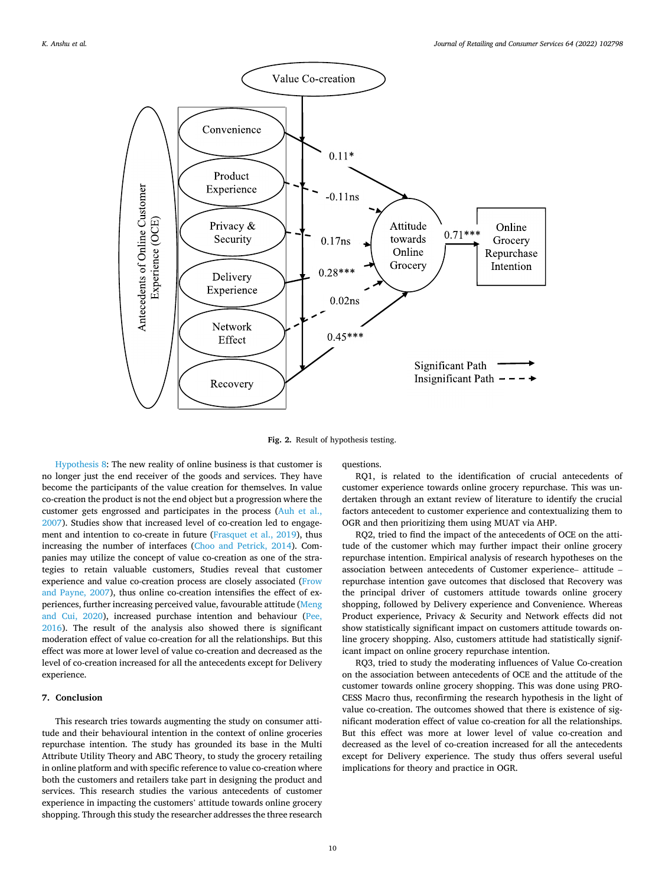Fig. 2. Result of hypothesis testing.

Hypothesis 8: The new reality of online business is that customer is no longer just the end receiver of the goods and services. They have become the participants of the value creation for themselves. In value co-creation the product is not the end object but a progression where the customer gets engrossed and participates in the process (Auh et al., 2007). Studies show that increased level of co-creation led to engagement and intention to co-create in future (Frasquet et al., 2019), thus increasing the number of interfaces (Choo and Petrick, 2014). Companies may utilize the concept of value co-creation as one of the strategies to retain valuable customers, Studies reveal that customer experience and value co-creation process are closely associated (Frow and Payne, 2007), thus online co-creation intensifies the effect of experiences, further increasing perceived value, favourable attitude (Meng and Cui, 2020), increased purchase intention and behaviour (Pee, 2016). The result of the analysis also showed there is significant moderation effect of value co-creation for all the relationships. But this effect was more at lower level of value co-creation and decreased as the level of co-creation increased for all the antecedents except for Delivery experience.

## 7. Conclusion

This research tries towards augmenting the study on consumer attitude and their behavioural intention in the context of online groceries repurchase intention. The study has grounded its base in the Multi Attribute Utility Theory and ABC Theory, to study the grocery retailing in online platform and with specific reference to value co-creation where both the customers and retailers take part in designing the product and services. This research studies the various antecedents of customer experience in impacting the customers' attitude towards online grocery shopping. Through this study the researcher addresses the three research questions.

RQ1, is related to the identification of crucial antecedents of customer experience towards online grocery repurchase. This was undertaken through an extant review of literature to identify the crucial factors antecedent to customer experience and contextualizing them to OGR and then prioritizing them using MUAT via AHP.

RQ2, tried to find the impact of the antecedents of OCE on the attitude of the customer which may further impact their online grocery repurchase intention. Empirical analysis of research hypotheses on the association between antecedents of Customer experience– attitude – repurchase intention gave outcomes that disclosed that Recovery was the principal driver of customers attitude towards online grocery shopping, followed by Delivery experience and Convenience. Whereas Product experience, Privacy & Security and Network effects did not show statistically significant impact on customers attitude towards online grocery shopping. Also, customers attitude had statistically significant impact on online grocery repurchase intention.

RQ3, tried to study the moderating influences of Value Co-creation on the association between antecedents of OCE and the attitude of the customer towards online grocery shopping. This was done using PROCESS Macro thus, reconfirming the research hypothesis in the light of value co-creation. The outcomes showed that there is existence of significant moderation effect of value co-creation for all the relationships. But this effect was more at lower level of value co-creation and decreased as the level of co-creation increased for all the antecedents except for Delivery experience. The study thus offers several useful implications for theory and practice in OGR.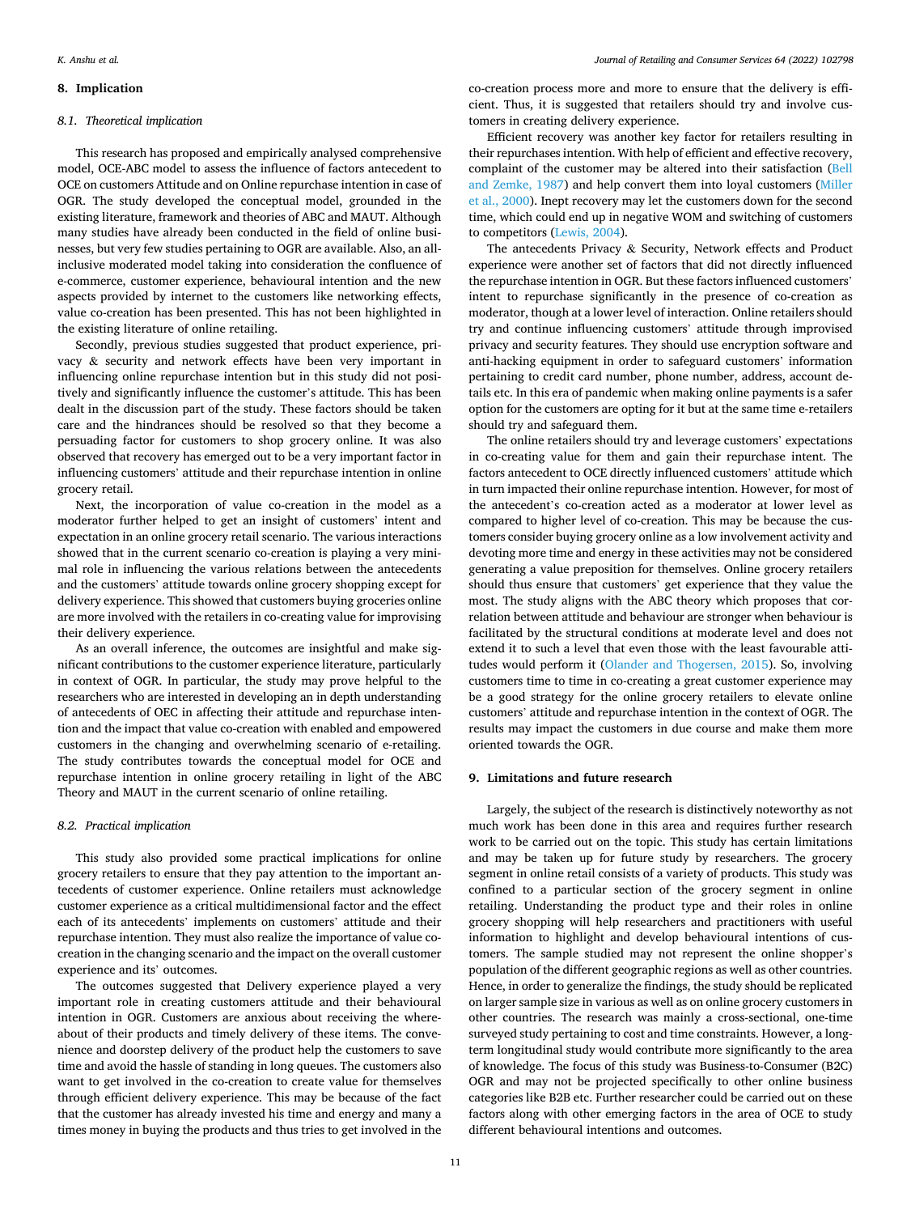## 8. Implication

### 8.1. Theoretical implication

This research has proposed and empirically analysed comprehensive model, OCE-ABC model to assess the influence of factors antecedent to OCE on customers Attitude and on Online repurchase intention in case of OGR. The study developed the conceptual model, grounded in the existing literature, framework and theories of ABC and MAUT. Although many studies have already been conducted in the field of online businesses, but very few studies pertaining to OGR are available. Also, an all-inclusive moderated model taking into consideration the confluence of e-commerce, customer experience, behavioural intention and the new aspects provided by internet to the customers like networking effects, value co-creation has been presented. This has not been highlighted in the existing literature of online retailing.

Secondly, previous studies suggested that product experience, privacy & security and network effects have been very important in influencing online repurchase intention but in this study did not positively and significantly influence the customer's attitude. This has been dealt in the discussion part of the study. These factors should be taken care and the hindrances should be resolved so that they become a persuading factor for customers to shop grocery online. It was also observed that recovery has emerged out to be a very important factor in influencing customers' attitude and their repurchase intention in online grocery retail.

Next, the incorporation of value co-creation in the model as a moderator further helped to get an insight of customers' intent and expectation in an online grocery retail scenario. The various interactions showed that in the current scenario co-creation is playing a very minimal role in influencing the various relations between the antecedents and the customers' attitude towards online grocery shopping except for delivery experience. This showed that customers buying groceries online are more involved with the retailers in co-creating value for improvising their delivery experience.

As an overall inference, the outcomes are insightful and make significant contributions to the customer experience literature, particularly in context of OGR. In particular, the study may prove helpful to the researchers who are interested in developing an in depth understanding of antecedents of OEC in affecting their attitude and repurchase intention and the impact that value co-creation with enabled and empowered customers in the changing and overwhelming scenario of e-retailing. The study contributes towards the conceptual model for OCE and repurchase intention in online grocery retailing in light of the ABC Theory and MAUT in the current scenario of online retailing.

### 8.2. Practical implication

This study also provided some practical implications for online grocery retailers to ensure that they pay attention to the important antecedents of customer experience. Online retailers must acknowledge customer experience as a critical multidimensional factor and the effect each of its antecedents' implements on customers' attitude and their repurchase intention. They must also realize the importance of value co-creation in the changing scenario and the impact on the overall customer experience and its' outcomes.

The outcomes suggested that Delivery experience played a very important role in creating customers attitude and their behavioural intention in OGR. Customers are anxious about receiving the whereabout of their products and timely delivery of these items. The convenience and doorstep delivery of the product help the customers to save time and avoid the hassle of standing in long queues. The customers also want to get involved in the co-creation to create value for themselves through efficient delivery experience. This may be because of the fact that the customer has already invested his time and energy and many a times money in buying the products and thus tries to get involved in the co-creation process more and more to ensure that the delivery is efficient. Thus, it is suggested that retailers should try and involve customers in creating delivery experience.

Efficient recovery was another key factor for retailers resulting in their repurchases intention. With help of efficient and effective recovery, complaint of the customer may be altered into their satisfaction (Bell and Zemke, 1987) and help convert them into loyal customers (Miller et al., 2000). Inept recovery may let the customers down for the second time, which could end up in negative WOM and switching of customers to competitors (Lewis, 2004).

The antecedents Privacy & Security, Network effects and Product experience were another set of factors that did not directly influenced the repurchase intention in OGR. But these factors influenced customers' intent to repurchase significantly in the presence of co-creation as moderator, though at a lower level of interaction. Online retailers should try and continue influencing customers' attitude through improvised privacy and security features. They should use encryption software and anti-hacking equipment in order to safeguard customers' information pertaining to credit card number, phone number, address, account details etc. In era of pandemic when making online payments is a safer option for the customers are opting for it but at the same time e-retailers should try and safeguard them.

The online retailers should try and leverage customers' expectations in co-creating value for them and gain their repurchase intent. The factors antecedent to OCE directly influenced customers' attitude which in turn impacted their online repurchase intention. However, for most of the antecedent's co-creation acted as a moderator at lower level as compared to higher level of co-creation. This may be because the customers consider buying grocery online as a low involvement activity and devoting more time and energy in these activities may not be considered generating a value preposition for themselves. Online grocery retailers should thus ensure that customers' get experience that they value the most. The study aligns with the ABC theory which proposes that correlation between attitude and behaviour are stronger when behaviour is facilitated by the structural conditions at moderate level and does not extend it to such a level that even those with the least favourable attitudes would perform it (Olander and Thogersen, 2015). So, involving customers time to time in co-creating a great customer experience may be a good strategy for the online grocery retailers to elevate online customers' attitude and repurchase intention in the context of OGR. The results may impact the customers in due course and make them more oriented towards the OGR.

## 9. Limitations and future research

Largely, the subject of the research is distinctively noteworthy as not much work has been done in this area and requires further research work to be carried out on the topic. This study has certain limitations and may be taken up for future study by researchers. The grocery segment in online retail consists of a variety of products. This study was confined to a particular section of the grocery segment in online retailing. Understanding the product type and their roles in online grocery shopping will help researchers and practitioners with useful information to highlight and develop behavioural intentions of customers. The sample studied may not represent the online shopper's population of the different geographic regions as well as other countries. Hence, in order to generalize the findings, the study should be replicated on larger sample size in various as well as on online grocery customers in other countries. The research was mainly a cross-sectional, one-time surveyed study pertaining to cost and time constraints. However, a long-term longitudinal study would contribute more significantly to the area of knowledge. The focus of this study was Business-to-Consumer (B2C) OGR and may not be projected specifically to other online business categories like B2B etc. Further researcher could be carried out on these factors along with other emerging factors in the area of OCE to study different behavioural intentions and outcomes.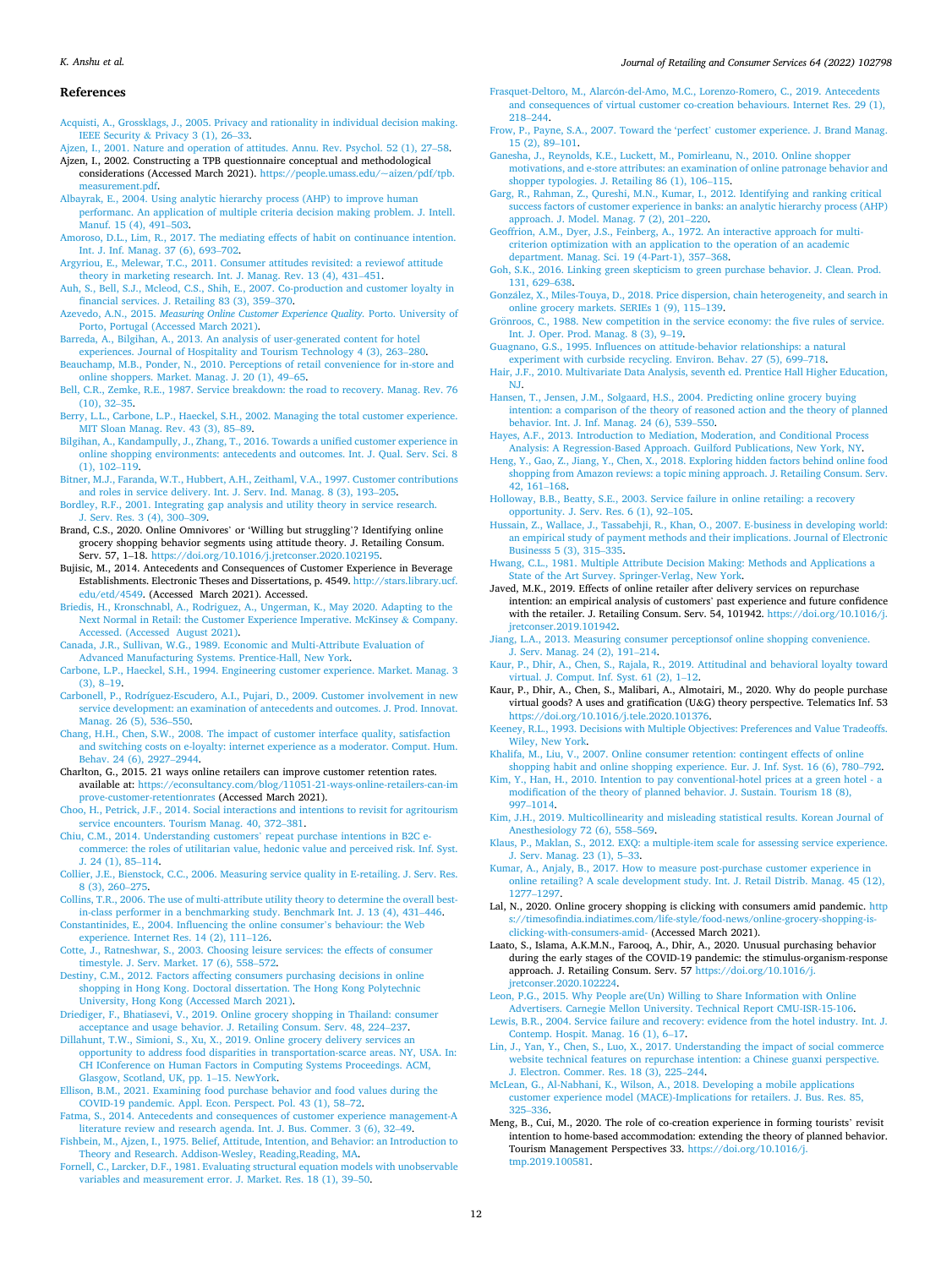## References

Acquisti, A., Grossklags, J., 2005. Privacy and rationality in individual decision making. IEEE Security & Privacy 3 (1), 26–33.

Ajzen, I., 2001. Nature and operation of attitudes. Annu. Rev. Psychol. 52 (1), 27–58.

Ajzen, I., 2002. Constructing a TPB questionnaire conceptual and methodological considerations (Accessed March 2021). https://people.umass.edu/~aizen/pdf/tpb.measurement.pdf.

Albayrak, E., 2004. Using analytic hierarchy process (AHP) to improve human performanc. An application of multiple criteria decision making problem. J. Intell. Manuf. 15 (4), 491–503.

Amoroso, D.L., Lim, R., 2017. The mediating effects of habit on continuance intention. Int. J. Inf. Manag. 37 (6), 693–702.

Argyriou, E., Melewar, T.C., 2011. Consumer attitudes revisited: a reviewof attitude theory in marketing research. Int. J. Manag. Rev. 13 (4), 431–451.

Auh, S., Bell, S.J., Mcleod, C.S., Shih, E., 2007. Co-production and customer loyalty in financial services. J. Retailing 83 (3), 359–370.

Azevedo, A.N., 2015. *Measuring Online Customer Experience Quality*. Porto. University of Porto, Portugal (Accessed March 2021).

Barreda, A., Bilgihan, A., 2013. An analysis of user-generated content for hotel experiences. Journal of Hospitality and Tourism Technology 4 (3), 263–280.

Beauchamp, M.B., Ponder, N., 2010. Perceptions of retail convenience for in-store and online shoppers. Market. Manag. J. 20 (1), 49–65.

Bell, C.R., Zemke, R.E., 1987. Service breakdown: the road to recovery. Manag. Rev. 76 (10), 32–35.

Berry, L.L., Carbone, L.P., Haeckel, S.H., 2002. Managing the total customer experience. MIT Sloan Manag. Rev. 43 (3), 85–89.

Bilgihan, A., Kandampully, J., Zhang, T., 2016. Towards a unified customer experience in online shopping environments: antecedents and outcomes. Int. J. Qual. Serv. Sci. 8 (1), 102–119.

Bitner, M.J., Faranda, W.T., Hubbert, A.H., Zeithaml, V.A., 1997. Customer contributions and roles in service delivery. Int. J. Serv. Ind. Manag. 8 (3), 193–205.

Bordley, R.F., 2001. Integrating gap analysis and utility theory in service research. J. Serv. Res. 3 (4), 300–309.

Brand, C.S., 2020. Online Omnivores' or 'Willing but struggling'? Identifying online grocery shopping behavior segments using attitude theory. J. Retailing Consum. Serv. 57, 1–18. https://doi.org/10.1016/j.jretconser.2020.102195.

Bujisic, M., 2014. Antecedents and Consequences of Customer Experience in Beverage Establishments. Electronic Theses and Dissertations, p. 4549. http://stars.library.ucf.edu/etd/4549. (Accessed March 2021). Accessed.

Briedis, H., Kronschnabl, A., Rodriguez, A., Ungerman, K., May 2020. Adapting to the Next Normal in Retail: the Customer Experience Imperative. McKinsey & Company. Accessed. (Accessed August 2021).

Canada, J.R., Sullivan, W.G., 1989. Economic and Multi-Attribute Evaluation of Advanced Manufacturing Systems. Prentice-Hall, New York.

Carbone, L.P., Haeckel, S.H., 1994. Engineering customer experience. Market. Manag. 3 (3), 8–19.

Carbonell, P., Rodríguez-Escudero, A.I., Pujari, D., 2009. Customer involvement in new service development: an examination of antecedents and outcomes. J. Prod. Innovat. Manag. 26 (5), 536–550.

Chang, H.H., Chen, S.W., 2008. The impact of customer interface quality, satisfaction and switching costs on e-loyalty: internet experience as a moderator. Comput. Hum. Behav. 24 (6), 2927–2944.

Charlton, G., 2015. 21 ways online retailers can improve customer retention rates. available at: https://econsultancy.com/blog/11051-21-ways-online-retailers-can-improve-customer-retentionrates (Accessed March 2021).

Choo, H., Petrick, J.F., 2014. Social interactions and intentions to revisit for agritourism service encounters. Tourism Manag. 40, 372–381.

Chiu, C.M., 2014. Understanding customers' repeat purchase intentions in B2C e-commerce: the roles of utilitarian value, hedonic value and perceived risk. Inf. Syst. J. 24 (1), 85–114.

Collier, J.E., Bienstock, C.C., 2006. Measuring service quality in E-retailing. J. Serv. Res. 8 (3), 260–275.

Collins, T.R., 2006. The use of multi-attribute utility theory to determine the overall best-in-class performer in a benchmarking study. Benchmark Int. J. 13 (4), 431–446.

Constantinides, E., 2004. Influencing the online consumer's behaviour: the Web experience. Internet Res. 14 (2), 111–126.

Cotte, J., Ratneshwar, S., 2003. Choosing leisure services: the effects of consumer timestyle. J. Serv. Market. 17 (6), 558–572.

Destiny, C.M., 2012. Factors affecting consumers purchasing decisions in online shopping in Hong Kong. Doctoral dissertation. The Hong Kong Polytechnic University, Hong Kong (Accessed March 2021).

Driediger, F., Bhatiasevi, V., 2019. Online grocery shopping in Thailand: consumer acceptance and usage behavior. J. Retailing Consum. Serv. 48, 224–237.

Dillahunt, T.W., Simioni, S., Xu, X., 2019. Online grocery delivery services an opportunity to address food disparities in transportation-scarce areas. NY, USA. In: CH IConference on Human Factors in Computing Systems Proceedings. ACM, Glasgow, Scotland, UK, pp. 1–15. NewYork.

Ellison, B.M., 2021. Examining food purchase behavior and food values during the COVID-19 pandemic. Appl. Econ. Perspect. Pol. 43 (1), 58–72.

Fatma, S., 2014. Antecedents and consequences of customer experience management-A literature review and research agenda. Int. J. Bus. Commer. 3 (6), 32–49.

Fishbein, M., Ajzen, I., 1975. Belief, Attitude, Intention, and Behavior: an Introduction to Theory and Research. Addison-Wesley, Reading,Reading, MA.

Fornell, C., Larcker, D.F., 1981. Evaluating structural equation models with unobservable variables and measurement error. J. Market. Res. 18 (1), 39–50.

Frasquet-Deltoro, M., Alarcón-del-Amo, M.C., Lorenzo-Romero, C., 2019. Antecedents and consequences of virtual customer co-creation behaviours. Internet Res. 29 (1), 218–244.

Frow, P., Payne, S.A., 2007. Toward the 'perfect' customer experience. J. Brand Manag. 15 (2), 89–101.

Ganesha, J., Reynolds, K.E., Luckett, M., Pomirleanu, N., 2010. Online shopper motivations, and e-store attributes: an examination of online patronage behavior and shopper typologies. J. Retailing 86 (1), 106–115.

Garg, R., Rahman, Z., Qureshi, M.N., Kumar, I., 2012. Identifying and ranking critical success factors of customer experience in banks: an analytic hierarchy process (AHP) approach. J. Model. Manag. 7 (2), 201–220.

Geoffrion, A.M., Dyer, J.S., Feinberg, A., 1972. An interactive approach for multi-criterion optimization with an application to the operation of an academic department. Manag. Sci. 19 (4-Part-1), 357–368.

Goh, S.K., 2016. Linking green skepticism to green purchase behavior. J. Clean. Prod. 131, 629–638.

González, X., Miles-Touya, D., 2018. Price dispersion, chain heterogeneity, and search in online grocery markets. SERIEs 1 (9), 115–139.

Grönroos, C., 1988. New competition in the service economy: the five rules of service. Int. J. Oper. Prod. Manag. 8 (3), 9–19.

Guagnano, G.S., 1995. Influences on attitude-behavior relationships: a natural experiment with curbside recycling. Environ. Behav. 27 (5), 699–718.

Hair, J.F., 2010. Multivariate Data Analysis, seventh ed. Prentice Hall Higher Education, NJ.

Hansen, T., Jensen, J.M., Solgaard, H.S., 2004. Predicting online grocery buying intention: a comparison of the theory of reasoned action and the theory of planned behavior. Int. J. Inf. Manag. 24 (6), 539–550.

Hayes, A.F., 2013. Introduction to Mediation, Moderation, and Conditional Process Analysis: A Regression-Based Approach. Guilford Publications, New York, NY.

Heng, Y., Gao, Z., Jiang, Y., Chen, X., 2018. Exploring hidden factors behind online food shopping from Amazon reviews: a topic mining approach. J. Retailing Consum. Serv. 42, 161–168.

Holloway, B.B., Beatty, S.E., 2003. Service failure in online retailing: a recovery opportunity. J. Serv. Res. 6 (1), 92–105.

Hussain, Z., Wallace, J., Tassabehji, R., Khan, O., 2007. E-business in developing world: an empirical study of payment methods and their implications. Journal of Electronic Businesss 5 (3), 315–335.

Hwang, C.L., 1981. Multiple Attribute Decision Making: Methods and Applications a State of the Art Survey. Springer-Verlag, New York.

Javed, M.K., 2019. Effects of online retailer after delivery services on repurchase intention: an empirical analysis of customers' past experience and future confidence with the retailer. J. Retailing Consum. Serv. 54, 101942. https://doi.org/10.1016/j.jretconser.2019.101942.

Jiang, L.A., 2013. Measuring consumer perceptionsof online shopping convenience. J. Serv. Manag. 24 (2), 191–214.

Kaur, P., Dhir, A., Chen, S., Rajala, R., 2019. Attitudinal and behavioral loyalty toward virtual. J. Comput. Inf. Syst. 61 (2), 1–12.

Kaur, P., Dhir, A., Chen, S., Malibari, A., Almotairi, M., 2020. Why do people purchase virtual goods? A uses and gratification (U&G) theory perspective. Telematics Inf. 53 https://doi.org/10.1016/j.tele.2020.101376.

Keeney, R.L., 1993. Decisions with Multiple Objectives: Preferences and Value Tradeoffs. Wiley, New York.

Khalifa, M., Liu, V., 2007. Online consumer retention: contingent effects of online shopping habit and online shopping experience. Eur. J. Inf. Syst. 16 (6), 780–792.

Kim, Y., Han, H., 2010. Intention to pay conventional-hotel prices at a green hotel - a modification of the theory of planned behavior. J. Sustain. Tourism 18 (8), 997–1014.

Kim, J.H., 2019. Multicollinearity and misleading statistical results. Korean Journal of Anesthesiology 72 (6), 558–569.

Klaus, P., Maklan, S., 2012. EXQ: a multiple-item scale for assessing service experience. J. Serv. Manag. 23 (1), 5–33.

Kumar, A., Anjaly, B., 2017. How to measure post-purchase customer experience in online retailing? A scale development study. Int. J. Retail Distrib. Manag. 45 (12), 1277–1297.

Lal, N., 2020. Online grocery shopping is clicking with consumers amid pandemic. https://timesofindia.indiatimes.com/life-style/food-news/online-grocery-shopping-is-clicking-with-consumers-amid- (Accessed March 2021).

Laato, S., Islama, A.K.M.N., Farooq, A., Dhir, A., 2020. Unusual purchasing behavior during the early stages of the COVID-19 pandemic: the stimulus-organism-response approach. J. Retailing Consum. Serv. 57 https://doi.org/10.1016/j.jretconser.2020.102224.

Leon, P.G., 2015. Why People are(Un) Willing to Share Information with Online Advertisers. Carnegie Mellon University. Technical Report CMU-ISR-15-106.

Lewis, B.R., 2004. Service failure and recovery: evidence from the hotel industry. Int. J. Contemp. Hospit. Manag. 16 (1), 6–17.

Lin, J., Yan, Y., Chen, S., Luo, X., 2017. Understanding the impact of social commerce website technical features on repurchase intention: a Chinese guanxi perspective. J. Electron. Commer. Res. 18 (3), 225–244.

McLean, G., Al-Nabhani, K., Wilson, A., 2018. Developing a mobile applications customer experience model (MACE)-Implications for retailers. J. Bus. Res. 85, 325–336.

Meng, B., Cui, M., 2020. The role of co-creation experience in forming tourists' revisit intention to home-based accommodation: extending the theory of planned behavior. Tourism Management Perspectives 33. https://doi.org/10.1016/j.tmp.2019.100581.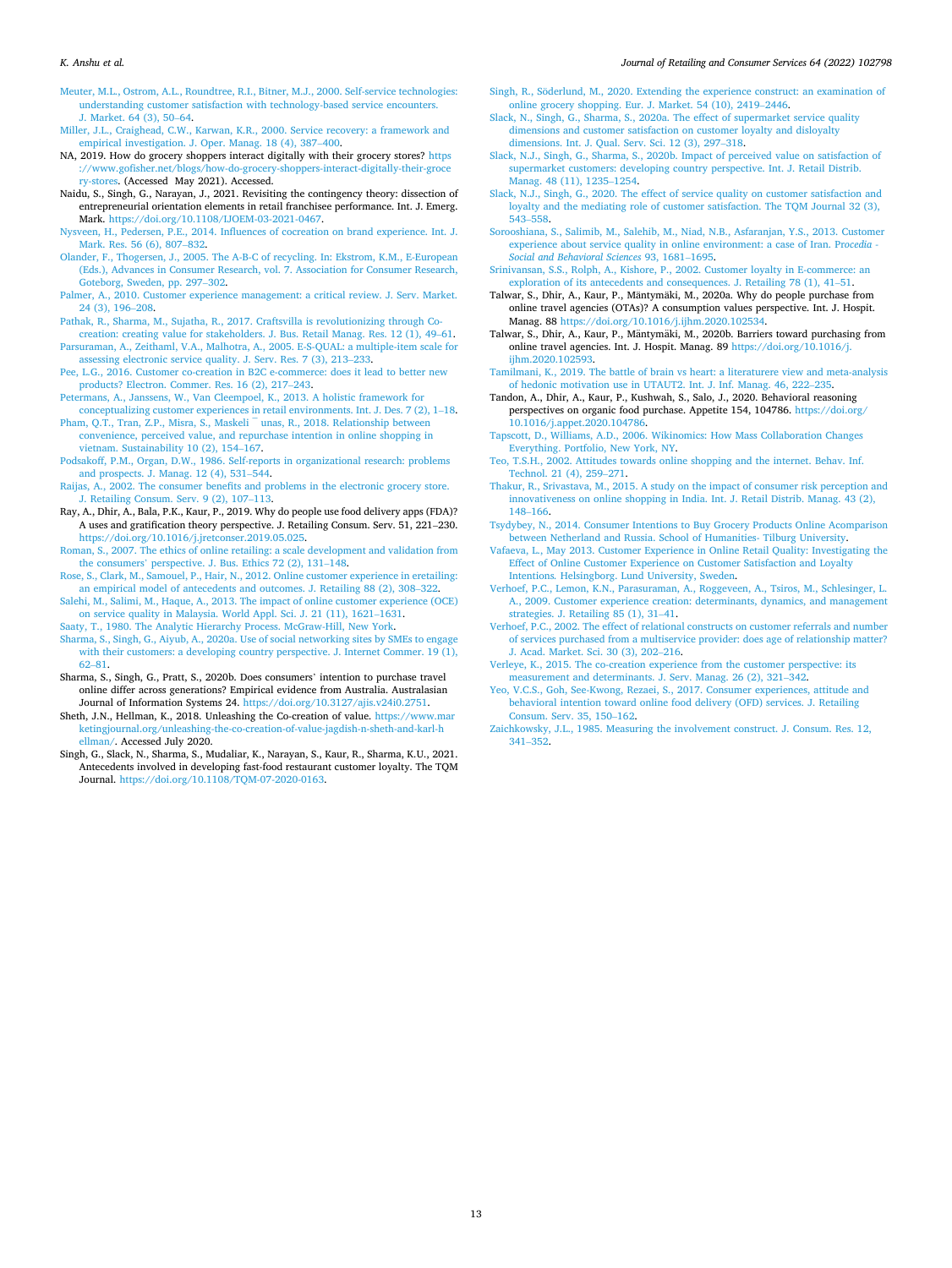Meuter, M.L., Ostrom, A.L., Roundtree, R.I., Bitner, M.J., 2000. Self-service technologies: understanding customer satisfaction with technology-based service encounters. J. Market. 64 (3), 50–64.

Miller, J.L., Craighead, C.W., Karwan, K.R., 2000. Service recovery: a framework and empirical investigation. J. Oper. Manag. 18 (4), 387–400.

NA, 2019. How do grocery shoppers interact digitally with their grocery stores? https://www.gofisher.net/blogs/how-do-grocery-shoppers-interact-digitally-their-grocery-stores. (Accessed May 2021). Accessed.

Naidu, S., Singh, G., Narayan, J., 2021. Revisiting the contingency theory: dissection of entrepreneurial orientation elements in retail franchisee performance. Int. J. Emerg. Mark. https://doi.org/10.1108/IJOEM-03-2021-0467.

Nysveen, H., Pedersen, P.E., 2014. Influences of cocreation on brand experience. Int. J. Mark. Res. 56 (6), 807–832.

Olander, F., Thogersen, J., 2005. The A-B-C of recycling. In: Ekstrom, K.M., E-European (Eds.), Advances in Consumer Research, vol. 7. Association for Consumer Research, Goteborg, Sweden, pp. 297–302.

Palmer, A., 2010. Customer experience management: a critical review. J. Serv. Market. 24 (3), 196–208.

Pathak, R., Sharma, M., Sujatha, R., 2017. Craftsvilla is revolutionizing through Co-creation: creating value for stakeholders. J. Bus. Retail Manag. Res. 12 (1), 49–61.

Parsuraman, A., Zeithaml, V.A., Malhotra, A., 2005. E-S-QUAL: a multiple-item scale for assessing electronic service quality. J. Serv. Res. 7 (3), 213–233.

Pee, L.G., 2016. Customer co-creation in B2C e-commerce: does it lead to better new products? Electron. Commer. Res. 16 (2), 217–243.

Petermans, A., Janssens, W., Van Cleempoel, K., 2013. A holistic framework for conceptualizing customer experiences in retail environments. Int. J. Des. 7 (2), 1–18.

Pham, Q.T., Tran, Z.P., Misra, S., Maskeli ¯ unas, R., 2018. Relationship between convenience, perceived value, and repurchase intention in online shopping in vietnam. Sustainability 10 (2), 154–167.

Podsakoff, P.M., Organ, D.W., 1986. Self-reports in organizational research: problems and prospects. J. Manag. 12 (4), 531–544.

Raijas, A., 2002. The consumer benefits and problems in the electronic grocery store. J. Retailing Consum. Serv. 9 (2), 107–113.

Ray, A., Dhir, A., Bala, P.K., Kaur, P., 2019. Why do people use food delivery apps (FDA)? A uses and gratification theory perspective. J. Retailing Consum. Serv. 51, 221–230. https://doi.org/10.1016/j.jretconser.2019.05.025.

Roman, S., 2007. The ethics of online retailing: a scale development and validation from the consumers' perspective. J. Bus. Ethics 72 (2), 131–148.

Rose, S., Clark, M., Samouel, P., Hair, N., 2012. Online customer experience in eretailing: an empirical model of antecedents and outcomes. J. Retailing 88 (2), 308–322.

Salehi, M., Salimi, M., Haque, A., 2013. The impact of online customer experience (OCE) on service quality in Malaysia. World Appl. Sci. J. 21 (11), 1621–1631.

Saaty, T., 1980. The Analytic Hierarchy Process. McGraw-Hill, New York.

Sharma, S., Singh, G., Aiyub, A., 2020a. Use of social networking sites by SMEs to engage with their customers: a developing country perspective. J. Internet Commer. 19 (1), 62–81.

Sharma, S., Singh, G., Pratt, S., 2020b. Does consumers' intention to purchase travel online differ across generations? Empirical evidence from Australia. Australasian Journal of Information Systems 24. https://doi.org/10.3127/ajis.v24i0.2751.

Sheth, J.N., Hellman, K., 2018. Unleashing the Co-creation of value. https://www.marketingjournal.org/unleashing-the-co-creation-of-value-jagdish-n-sheth-and-karl-hellman/. Accessed July 2020.

Singh, G., Slack, N., Sharma, S., Mudaliar, K., Narayan, S., Kaur, R., Sharma, K.U., 2021. Antecedents involved in developing fast-food restaurant customer loyalty. The TQM Journal. https://doi.org/10.1108/TQM-07-2020-0163.

Singh, R., Söderlund, M., 2020. Extending the experience construct: an examination of online grocery shopping. Eur. J. Market. 54 (10), 2419–2446.

Slack, N., Singh, G., Sharma, S., 2020a. The effect of supermarket service quality dimensions and customer satisfaction on customer loyalty and disloyalty dimensions. Int. J. Qual. Serv. Sci. 12 (3), 297–318.

Slack, N.J., Singh, G., Sharma, S., 2020b. Impact of perceived value on satisfaction of supermarket customers: developing country perspective. Int. J. Retail Distrib. Manag. 48 (11), 1235–1254.

Slack, N.J., Singh, G., 2020. The effect of service quality on customer satisfaction and loyalty and the mediating role of customer satisfaction. The TQM Journal 32 (3), 543–558.

Sorooshiana, S., Salimib, M., Salehib, M., Niad, N.B., Asfaranjan, Y.S., 2013. Customer experience about service quality in online environment: a case of Iran. *Procedia - Social and Behavioral Sciences* 93, 1681–1695.

Srinivansan, S.S., Rolph, A., Kishore, P., 2002. Customer loyalty in E-commerce: an exploration of its antecedents and consequences. J. Retailing 78 (1), 41–51.

Talwar, S., Dhir, A., Kaur, P., Mäntymäki, M., 2020a. Why do people purchase from online travel agencies (OTAs)? A consumption values perspective. Int. J. Hospit. Manag. 88 https://doi.org/10.1016/j.ijhm.2020.102534.

Talwar, S., Dhir, A., Kaur, P., Mäntymäki, M., 2020b. Barriers toward purchasing from online travel agencies. Int. J. Hospit. Manag. 89 https://doi.org/10.1016/j.ijhm.2020.102593.

Tamilmani, K., 2019. The battle of brain vs heart: a literaturere view and meta-analysis of hedonic motivation use in UTAUT2. Int. J. Inf. Manag. 46, 222–235.

Tandon, A., Dhir, A., Kaur, P., Kushwah, S., Salo, J., 2020. Behavioral reasoning perspectives on organic food purchase. Appetite 154, 104786. https://doi.org/10.1016/j.appet.2020.104786.

Tapscott, D., Williams, A.D., 2006. Wikinomics: How Mass Collaboration Changes Everything. Portfolio, New York, NY.

Teo, T.S.H., 2002. Attitudes towards online shopping and the internet. Behav. Inf. Technol. 21 (4), 259–271.

Thakur, R., Srivastava, M., 2015. A study on the impact of consumer risk perception and innovativeness on online shopping in India. Int. J. Retail Distrib. Manag. 43 (2), 148–166.

Tsydybey, N., 2014. Consumer Intentions to Buy Grocery Products Online Acomparison between Netherland and Russia. School of Humanities- Tilburg University.

Vafaeva, L., May 2013. Customer Experience in Online Retail Quality: Investigating the Effect of Online Customer Experience on Customer Satisfaction and Loyalty Intentions. Helsingborg. Lund University, Sweden.

Verhoef, P.C., Lemon, K.N., Parasuraman, A., Roggeveen, A., Tsiros, M., Schlesinger, L. A., 2009. Customer experience creation: determinants, dynamics, and management strategies. J. Retailing 85 (1), 31–41.

Verhoef, P.C., 2002. The effect of relational constructs on customer referrals and number of services purchased from a multiservice provider: does age of relationship matter? J. Acad. Market. Sci. 30 (3), 202–216.

Verleye, K., 2015. The co-creation experience from the customer perspective: its measurement and determinants. J. Serv. Manag. 26 (2), 321–342.

Yeo, V.C.S., Goh, See-Kwong, Rezaei, S., 2017. Consumer experiences, attitude and behavioral intention toward online food delivery (OFD) services. J. Retailing Consum. Serv. 35, 150–162.

Zaichkowsky, J.L., 1985. Measuring the involvement construct. J. Consum. Res. 12, 341–352.